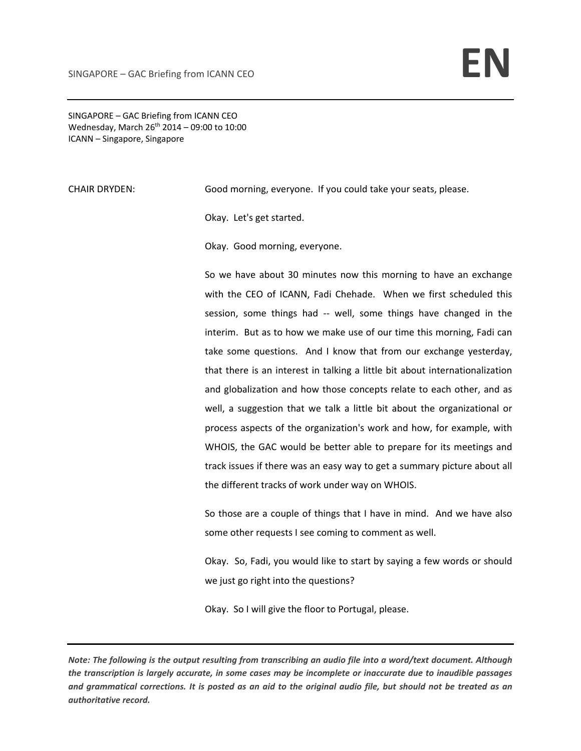SINGAPORE – GAC Briefing from ICANN CEO
Wednesday, March 26th 2014 – 09:00 to 10:00
ICANN – Singapore, Singapore

CHAIR DRYDEN: Good morning, everyone. If you could take your seats, please.

Okay. Let's get started.

Okay. Good morning, everyone.

So we have about 30 minutes now this morning to have an exchange with the CEO of ICANN, Fadi Chehade. When we first scheduled this session, some things had -- well, some things have changed in the interim. But as to how we make use of our time this morning, Fadi can take some questions. And I know that from our exchange yesterday, that there is an interest in talking a little bit about internationalization and globalization and how those concepts relate to each other, and as well, a suggestion that we talk a little bit about the organizational or process aspects of the organization's work and how, for example, with WHOIS, the GAC would be better able to prepare for its meetings and track issues if there was an easy way to get a summary picture about all the different tracks of work under way on WHOIS.

So those are a couple of things that I have in mind. And we have also some other requests I see coming to comment as well.

Okay. So, Fadi, you would like to start by saying a few words or should we just go right into the questions?

Okay. So I will give the floor to Portugal, please.

***Note: The following is the output resulting from transcribing an audio file into a word/text document. Although the transcription is largely accurate, in some cases may be incomplete or inaccurate due to inaudible passages and grammatical corrections. It is posted as an aid to the original audio file, but should not be treated as an authoritative record.***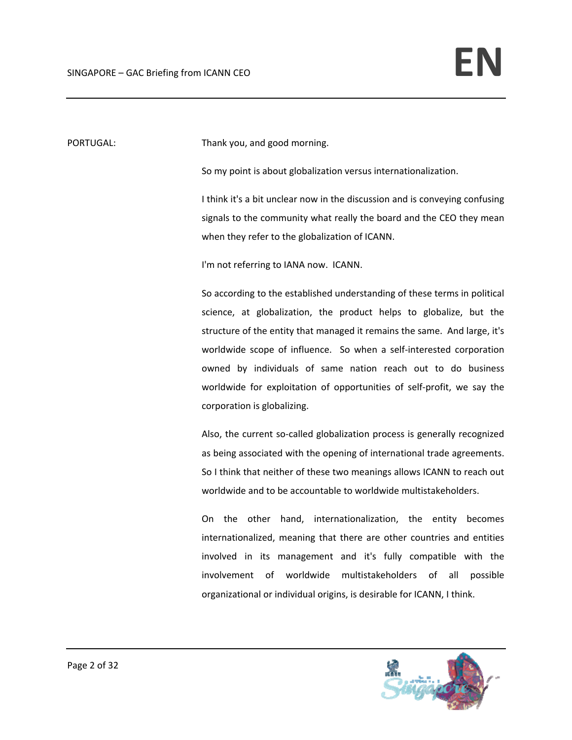PORTUGAL: Thank you, and good morning.

So my point is about globalization versus internationalization.

I think it's a bit unclear now in the discussion and is conveying confusing signals to the community what really the board and the CEO they mean when they refer to the globalization of ICANN.

I'm not referring to IANA now. ICANN.

So according to the established understanding of these terms in political science, at globalization, the product helps to globalize, but the structure of the entity that managed it remains the same. And large, it's worldwide scope of influence. So when a self-interested corporation owned by individuals of same nation reach out to do business worldwide for exploitation of opportunities of self-profit, we say the corporation is globalizing.

Also, the current so-called globalization process is generally recognized as being associated with the opening of international trade agreements. So I think that neither of these two meanings allows ICANN to reach out worldwide and to be accountable to worldwide multistakeholders.

On the other hand, internationalization, the entity becomes internationalized, meaning that there are other countries and entities involved in its management and it's fully compatible with the involvement of worldwide multistakeholders of all possible organizational or individual origins, is desirable for ICANN, I think.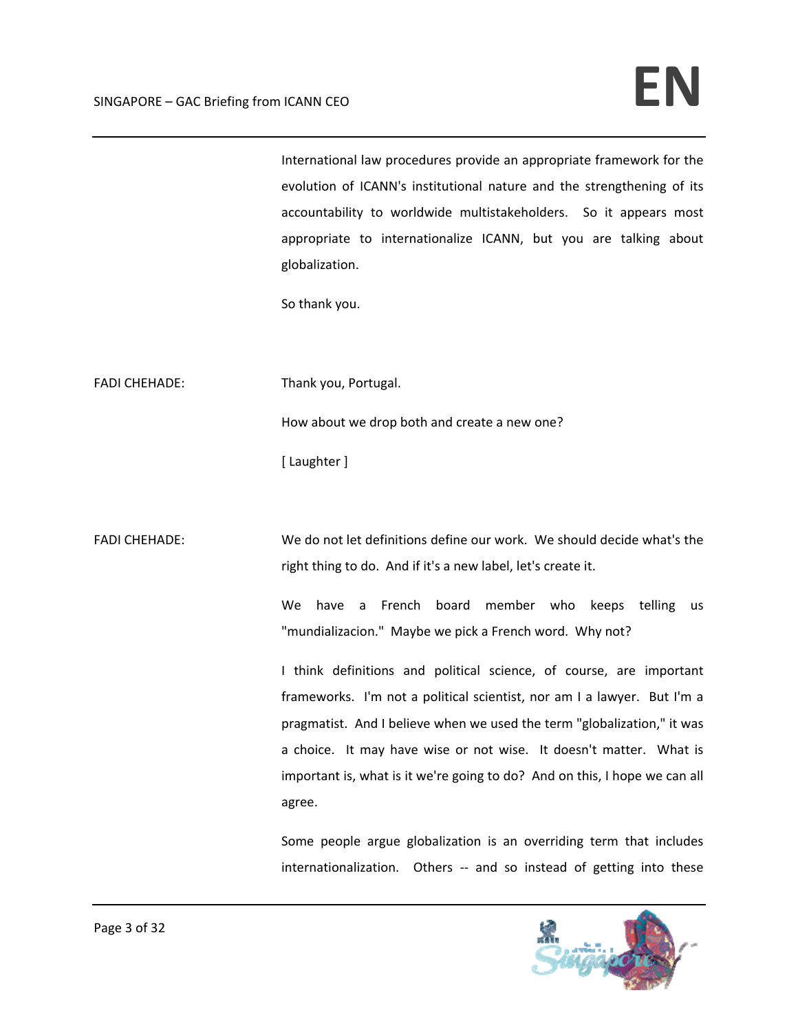International law procedures provide an appropriate framework for the evolution of ICANN's institutional nature and the strengthening of its accountability to worldwide multistakeholders. So it appears most appropriate to internationalize ICANN, but you are talking about globalization.

So thank you.

FADI CHEHADE: Thank you, Portugal.

How about we drop both and create a new one?

[ Laughter ]

FADI CHEHADE: We do not let definitions define our work. We should decide what's the right thing to do. And if it's a new label, let's create it.

We have a French board member who keeps telling us "mundializacion." Maybe we pick a French word. Why not?

I think definitions and political science, of course, are important frameworks. I'm not a political scientist, nor am I a lawyer. But I'm a pragmatist. And I believe when we used the term "globalization," it was a choice. It may have wise or not wise. It doesn't matter. What is important is, what is it we're going to do? And on this, I hope we can all agree.

Some people argue globalization is an overriding term that includes internationalization. Others -- and so instead of getting into these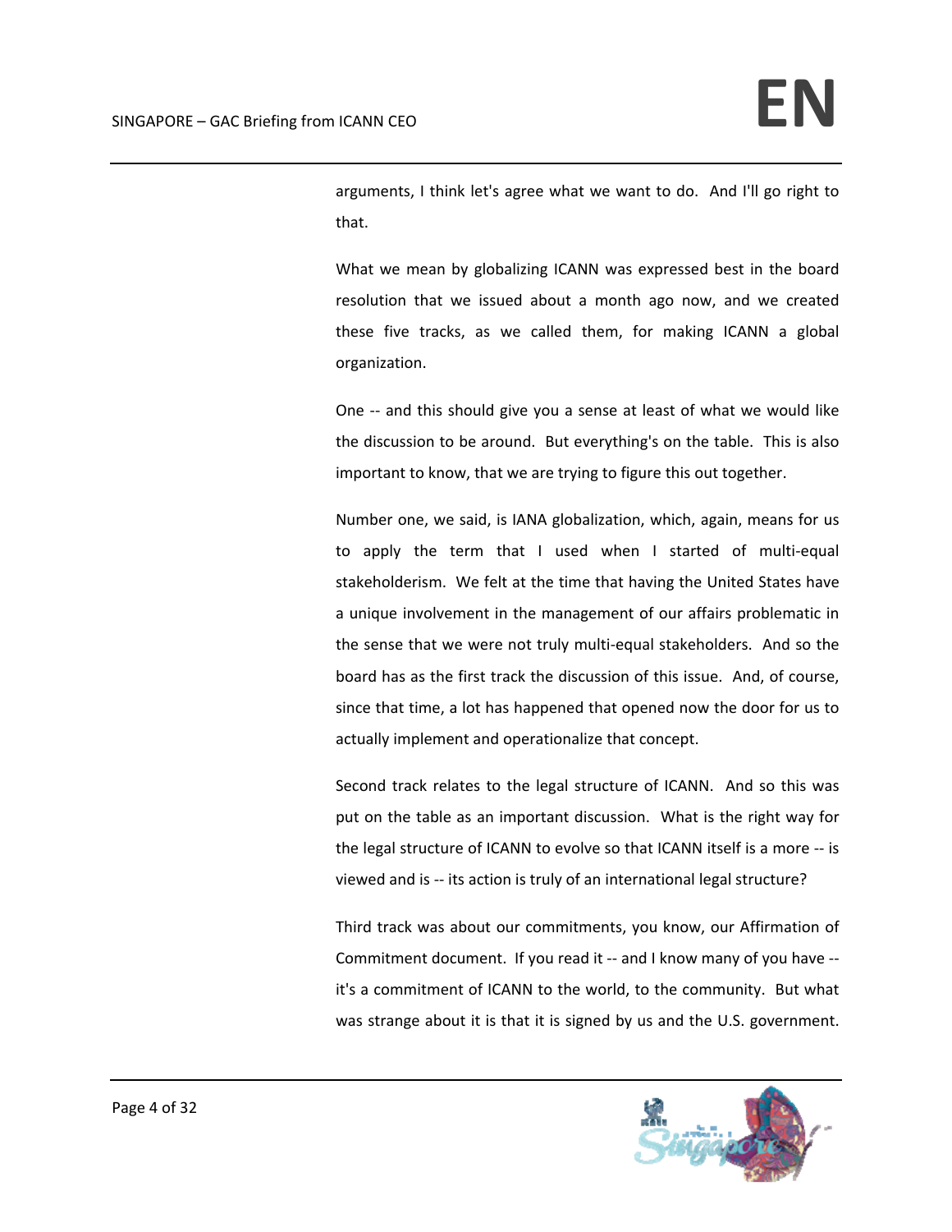arguments, I think let's agree what we want to do. And I'll go right to that.

What we mean by globalizing ICANN was expressed best in the board resolution that we issued about a month ago now, and we created these five tracks, as we called them, for making ICANN a global organization.

One -- and this should give you a sense at least of what we would like the discussion to be around. But everything's on the table. This is also important to know, that we are trying to figure this out together.

Number one, we said, is IANA globalization, which, again, means for us to apply the term that I used when I started of multi-equal stakeholderism. We felt at the time that having the United States have a unique involvement in the management of our affairs problematic in the sense that we were not truly multi-equal stakeholders. And so the board has as the first track the discussion of this issue. And, of course, since that time, a lot has happened that opened now the door for us to actually implement and operationalize that concept.

Second track relates to the legal structure of ICANN. And so this was put on the table as an important discussion. What is the right way for the legal structure of ICANN to evolve so that ICANN itself is a more -- is viewed and is -- its action is truly of an international legal structure?

Third track was about our commitments, you know, our Affirmation of Commitment document. If you read it -- and I know many of you have -- it's a commitment of ICANN to the world, to the community. But what was strange about it is that it is signed by us and the U.S. government.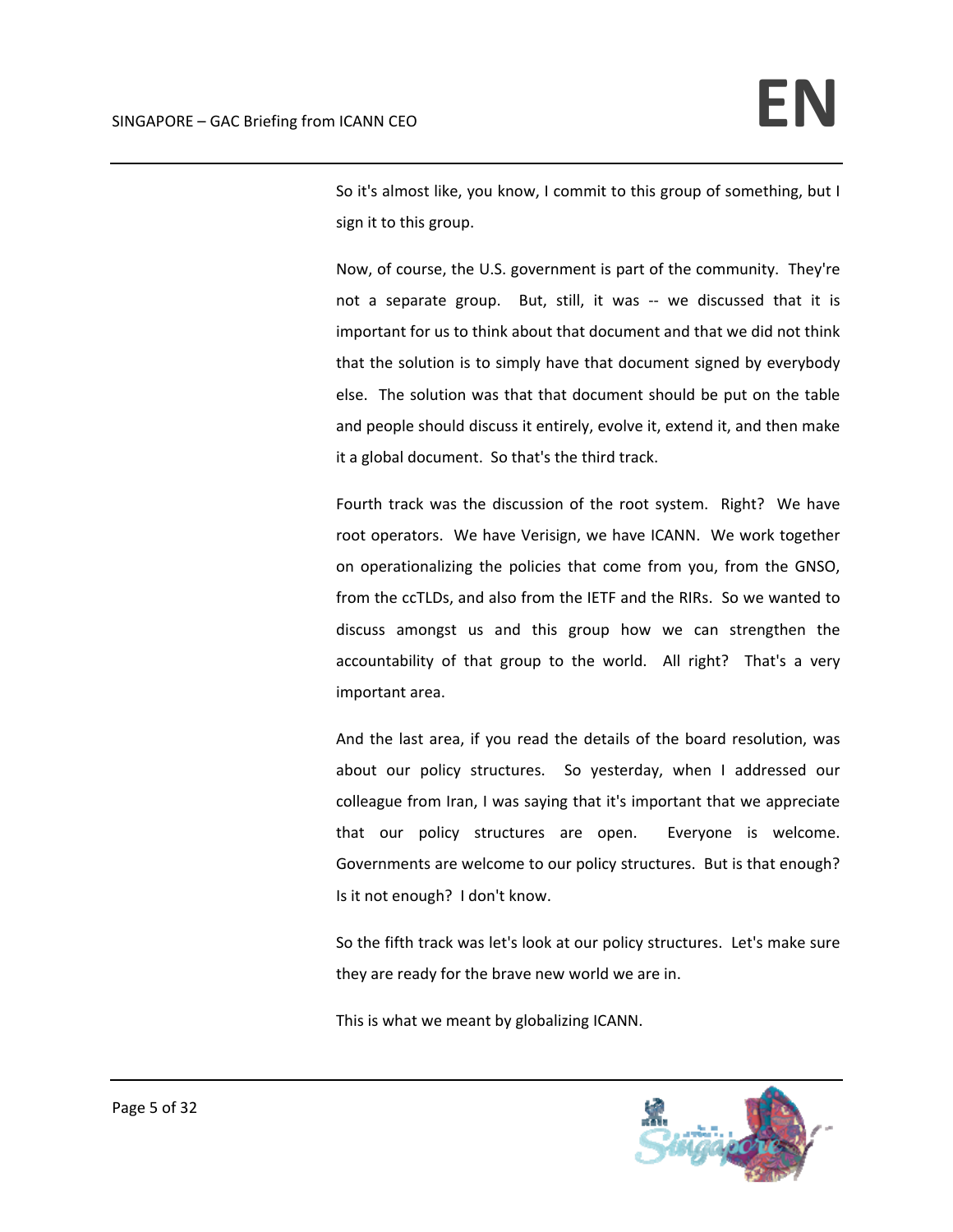So it's almost like, you know, I commit to this group of something, but I sign it to this group.

Now, of course, the U.S. government is part of the community. They're not a separate group. But, still, it was -- we discussed that it is important for us to think about that document and that we did not think that the solution is to simply have that document signed by everybody else. The solution was that that document should be put on the table and people should discuss it entirely, evolve it, extend it, and then make it a global document. So that's the third track.

Fourth track was the discussion of the root system. Right? We have root operators. We have Verisign, we have ICANN. We work together on operationalizing the policies that come from you, from the GNSO, from the ccTLDs, and also from the IETF and the RIRs. So we wanted to discuss amongst us and this group how we can strengthen the accountability of that group to the world. All right? That's a very important area.

And the last area, if you read the details of the board resolution, was about our policy structures. So yesterday, when I addressed our colleague from Iran, I was saying that it's important that we appreciate that our policy structures are open. Everyone is welcome. Governments are welcome to our policy structures. But is that enough? Is it not enough? I don't know.

So the fifth track was let's look at our policy structures. Let's make sure they are ready for the brave new world we are in.

This is what we meant by globalizing ICANN.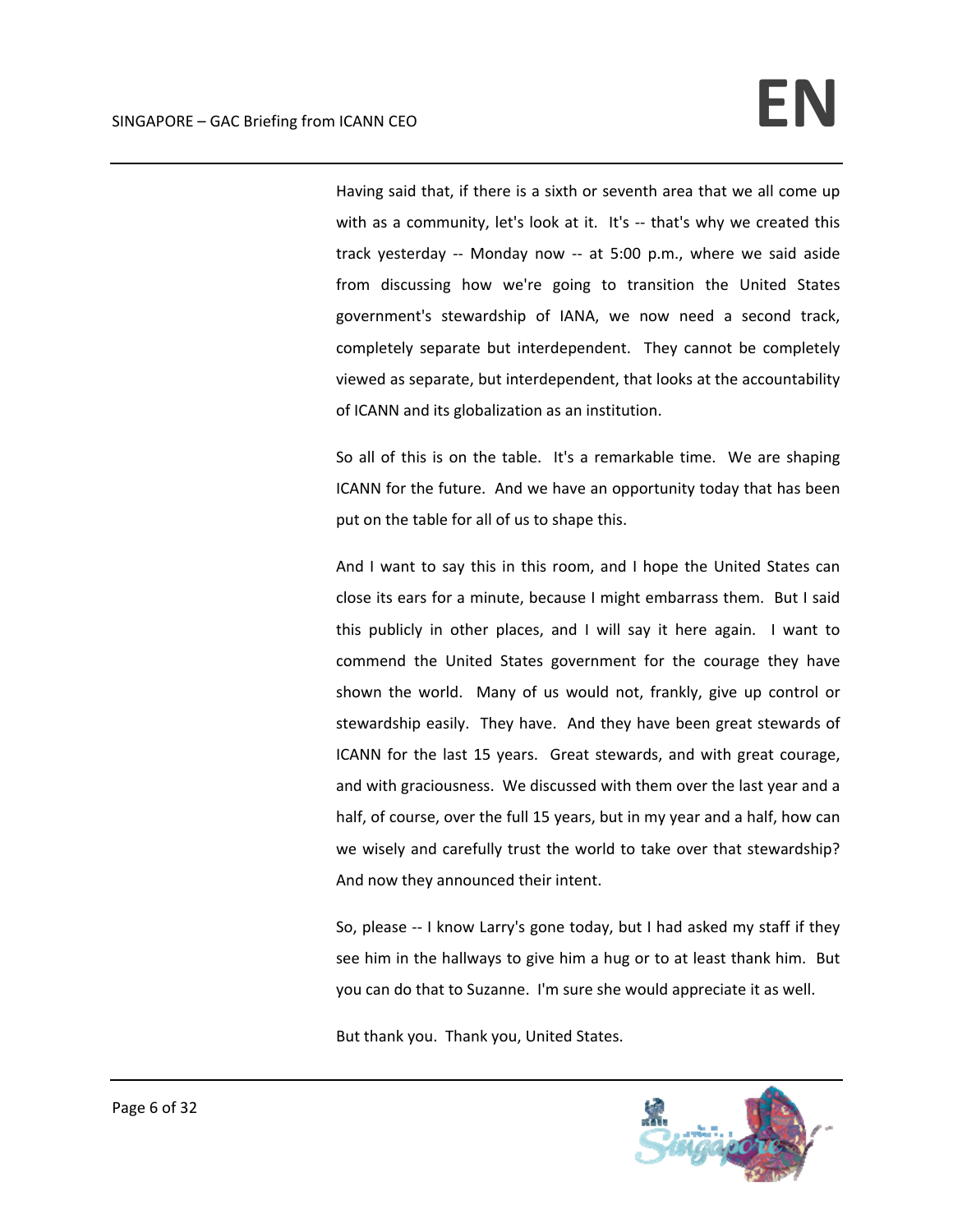Having said that, if there is a sixth or seventh area that we all come up with as a community, let's look at it. It's -- that's why we created this track yesterday -- Monday now -- at 5:00 p.m., where we said aside from discussing how we're going to transition the United States government's stewardship of IANA, we now need a second track, completely separate but interdependent. They cannot be completely viewed as separate, but interdependent, that looks at the accountability of ICANN and its globalization as an institution.

So all of this is on the table. It's a remarkable time. We are shaping ICANN for the future. And we have an opportunity today that has been put on the table for all of us to shape this.

And I want to say this in this room, and I hope the United States can close its ears for a minute, because I might embarrass them. But I said this publicly in other places, and I will say it here again. I want to commend the United States government for the courage they have shown the world. Many of us would not, frankly, give up control or stewardship easily. They have. And they have been great stewards of ICANN for the last 15 years. Great stewards, and with great courage, and with graciousness. We discussed with them over the last year and a half, of course, over the full 15 years, but in my year and a half, how can we wisely and carefully trust the world to take over that stewardship? And now they announced their intent.

So, please -- I know Larry's gone today, but I had asked my staff if they see him in the hallways to give him a hug or to at least thank him. But you can do that to Suzanne. I'm sure she would appreciate it as well.

But thank you. Thank you, United States.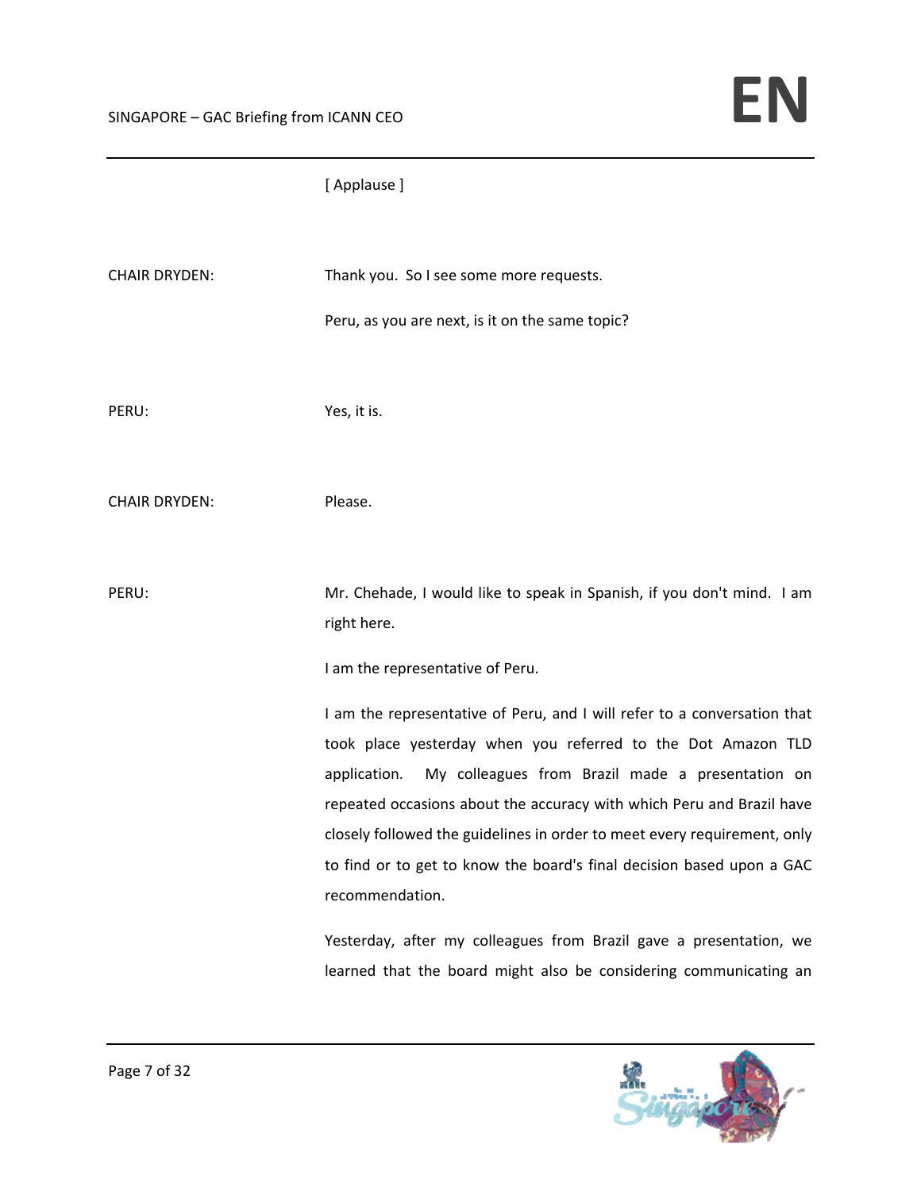[ Applause ]

CHAIR DRYDEN: Thank you. So I see some more requests.

Peru, as you are next, is it on the same topic?

PERU: Yes, it is.

CHAIR DRYDEN: Please.

PERU: Mr. Chehade, I would like to speak in Spanish, if you don't mind. I am right here.

I am the representative of Peru.

I am the representative of Peru, and I will refer to a conversation that took place yesterday when you referred to the Dot Amazon TLD application. My colleagues from Brazil made a presentation on repeated occasions about the accuracy with which Peru and Brazil have closely followed the guidelines in order to meet every requirement, only to find or to get to know the board's final decision based upon a GAC recommendation.

Yesterday, after my colleagues from Brazil gave a presentation, we learned that the board might also be considering communicating an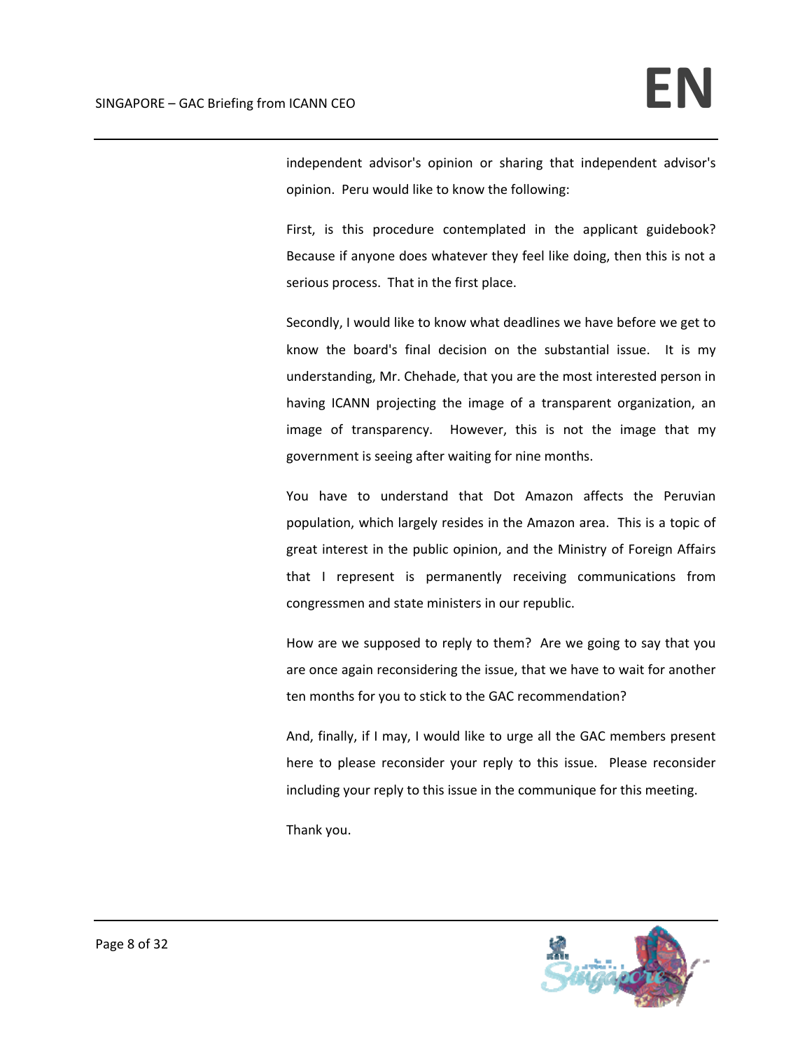independent advisor's opinion or sharing that independent advisor's opinion. Peru would like to know the following:

First, is this procedure contemplated in the applicant guidebook? Because if anyone does whatever they feel like doing, then this is not a serious process. That in the first place.

Secondly, I would like to know what deadlines we have before we get to know the board's final decision on the substantial issue. It is my understanding, Mr. Chehade, that you are the most interested person in having ICANN projecting the image of a transparent organization, an image of transparency. However, this is not the image that my government is seeing after waiting for nine months.

You have to understand that Dot Amazon affects the Peruvian population, which largely resides in the Amazon area. This is a topic of great interest in the public opinion, and the Ministry of Foreign Affairs that I represent is permanently receiving communications from congressmen and state ministers in our republic.

How are we supposed to reply to them? Are we going to say that you are once again reconsidering the issue, that we have to wait for another ten months for you to stick to the GAC recommendation?

And, finally, if I may, I would like to urge all the GAC members present here to please reconsider your reply to this issue. Please reconsider including your reply to this issue in the communique for this meeting.

Thank you.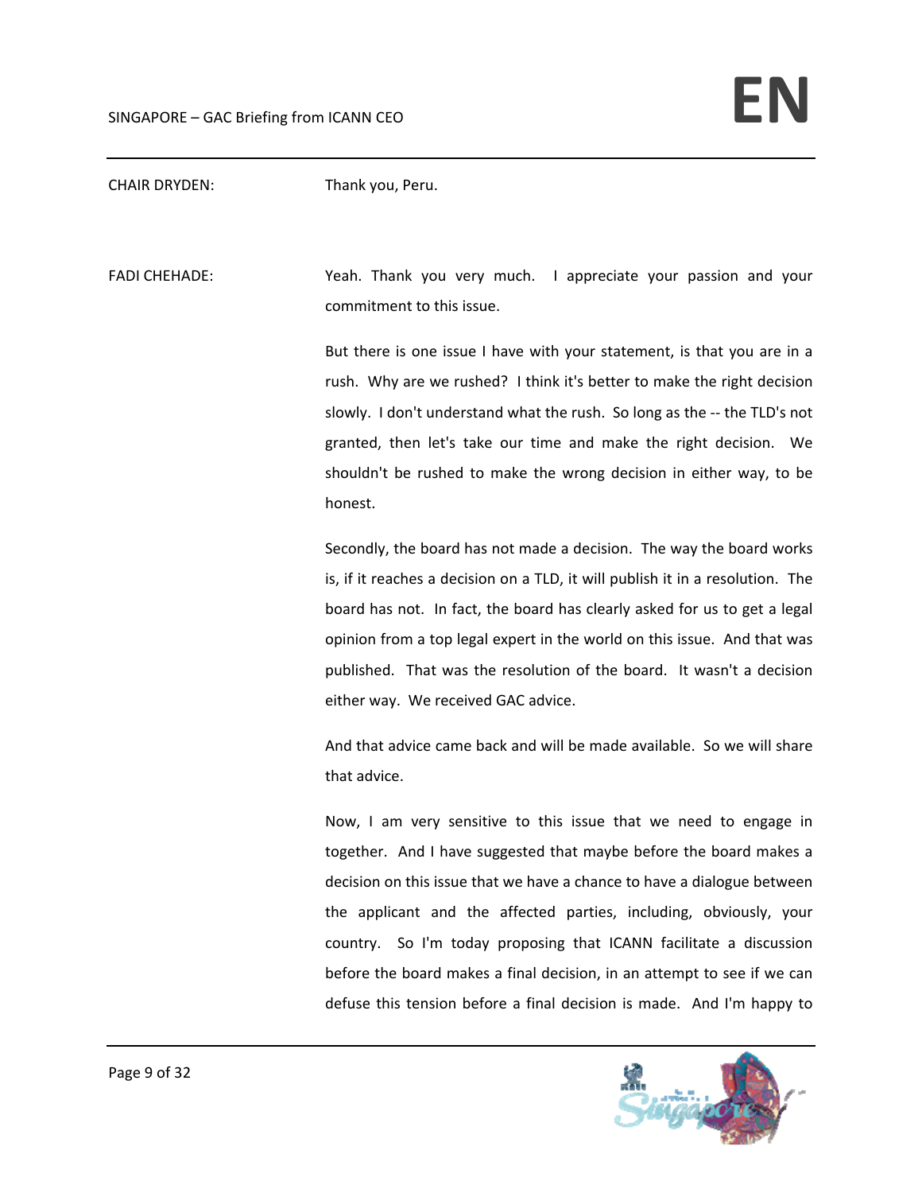CHAIR DRYDEN: Thank you, Peru.

FADI CHEHADE: Yeah. Thank you very much. I appreciate your passion and your commitment to this issue.

But there is one issue I have with your statement, is that you are in a rush. Why are we rushed? I think it's better to make the right decision slowly. I don't understand what the rush. So long as the -- the TLD's not granted, then let's take our time and make the right decision. We shouldn't be rushed to make the wrong decision in either way, to be honest.

Secondly, the board has not made a decision. The way the board works is, if it reaches a decision on a TLD, it will publish it in a resolution. The board has not. In fact, the board has clearly asked for us to get a legal opinion from a top legal expert in the world on this issue. And that was published. That was the resolution of the board. It wasn't a decision either way. We received GAC advice.

And that advice came back and will be made available. So we will share that advice.

Now, I am very sensitive to this issue that we need to engage in together. And I have suggested that maybe before the board makes a decision on this issue that we have a chance to have a dialogue between the applicant and the affected parties, including, obviously, your country. So I'm today proposing that ICANN facilitate a discussion before the board makes a final decision, in an attempt to see if we can defuse this tension before a final decision is made. And I'm happy to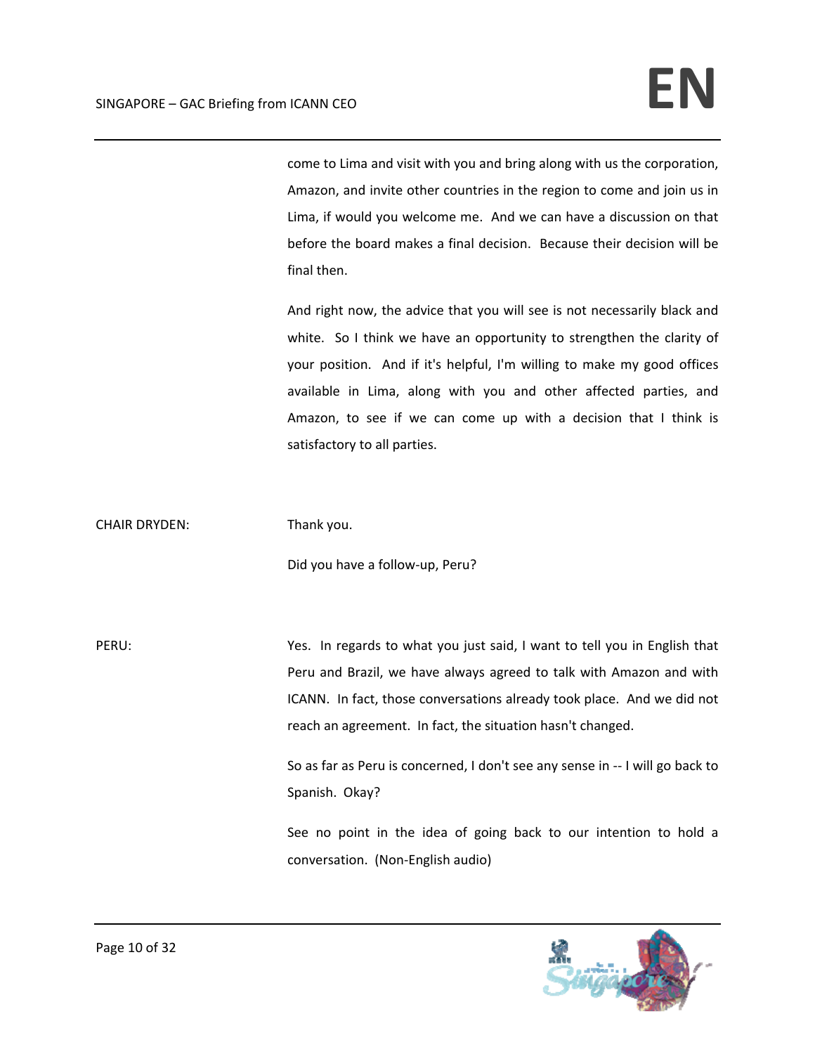come to Lima and visit with you and bring along with us the corporation, Amazon, and invite other countries in the region to come and join us in Lima, if would you welcome me. And we can have a discussion on that before the board makes a final decision. Because their decision will be final then.

And right now, the advice that you will see is not necessarily black and white. So I think we have an opportunity to strengthen the clarity of your position. And if it's helpful, I'm willing to make my good offices available in Lima, along with you and other affected parties, and Amazon, to see if we can come up with a decision that I think is satisfactory to all parties.

CHAIR DRYDEN: Thank you.

Did you have a follow-up, Peru?

PERU: Yes. In regards to what you just said, I want to tell you in English that Peru and Brazil, we have always agreed to talk with Amazon and with ICANN. In fact, those conversations already took place. And we did not reach an agreement. In fact, the situation hasn't changed.

So as far as Peru is concerned, I don't see any sense in -- I will go back to Spanish. Okay?

See no point in the idea of going back to our intention to hold a conversation. (Non-English audio)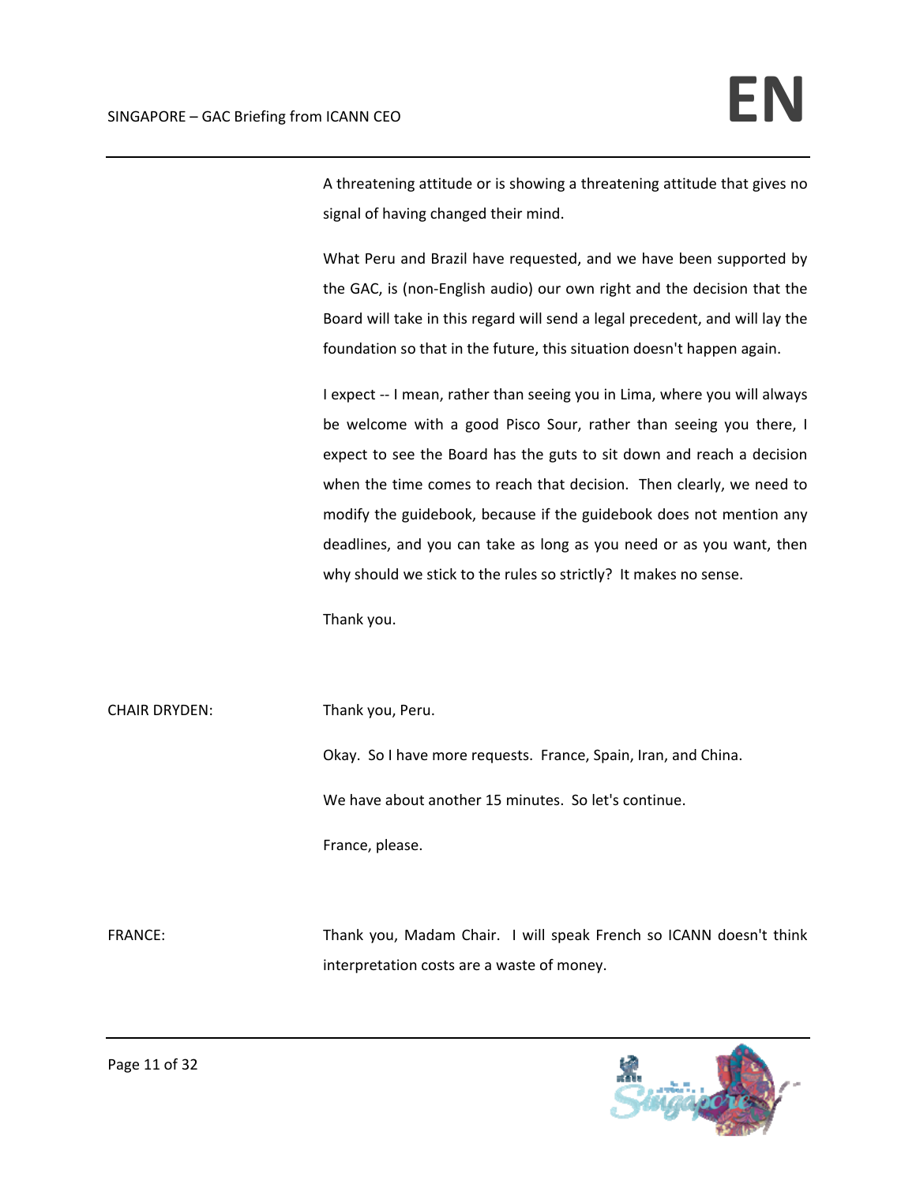A threatening attitude or is showing a threatening attitude that gives no signal of having changed their mind.

What Peru and Brazil have requested, and we have been supported by the GAC, is (non-English audio) our own right and the decision that the Board will take in this regard will send a legal precedent, and will lay the foundation so that in the future, this situation doesn't happen again.

I expect -- I mean, rather than seeing you in Lima, where you will always be welcome with a good Pisco Sour, rather than seeing you there, I expect to see the Board has the guts to sit down and reach a decision when the time comes to reach that decision. Then clearly, we need to modify the guidebook, because if the guidebook does not mention any deadlines, and you can take as long as you need or as you want, then why should we stick to the rules so strictly? It makes no sense.

Thank you.

CHAIR DRYDEN: Thank you, Peru.

Okay. So I have more requests. France, Spain, Iran, and China.

We have about another 15 minutes. So let's continue.

France, please.

FRANCE: Thank you, Madam Chair. I will speak French so ICANN doesn't think interpretation costs are a waste of money.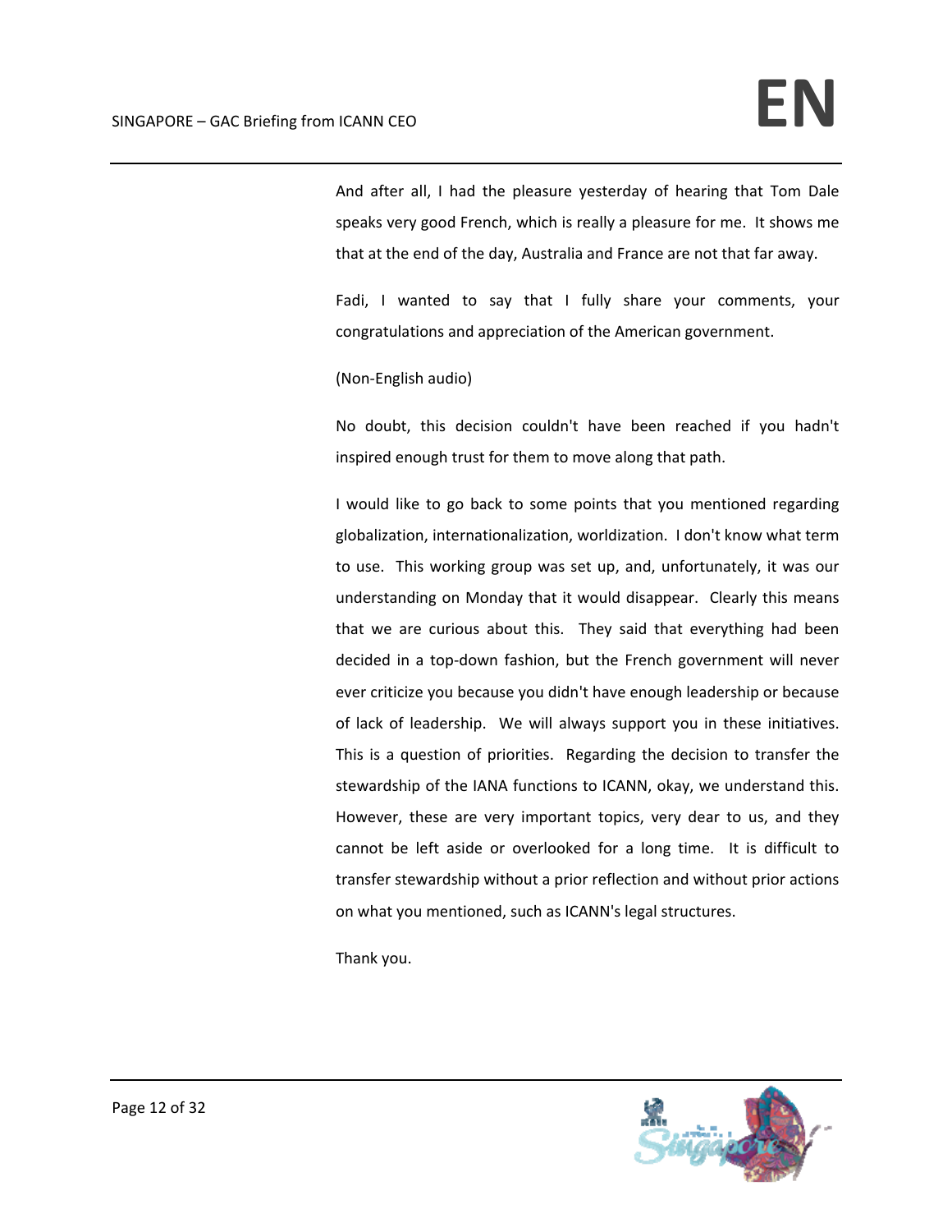And after all, I had the pleasure yesterday of hearing that Tom Dale speaks very good French, which is really a pleasure for me. It shows me that at the end of the day, Australia and France are not that far away.

Fadi, I wanted to say that I fully share your comments, your congratulations and appreciation of the American government.

(Non-English audio)

No doubt, this decision couldn't have been reached if you hadn't inspired enough trust for them to move along that path.

I would like to go back to some points that you mentioned regarding globalization, internationalization, worldization. I don't know what term to use. This working group was set up, and, unfortunately, it was our understanding on Monday that it would disappear. Clearly this means that we are curious about this. They said that everything had been decided in a top-down fashion, but the French government will never ever criticize you because you didn't have enough leadership or because of lack of leadership. We will always support you in these initiatives. This is a question of priorities. Regarding the decision to transfer the stewardship of the IANA functions to ICANN, okay, we understand this. However, these are very important topics, very dear to us, and they cannot be left aside or overlooked for a long time. It is difficult to transfer stewardship without a prior reflection and without prior actions on what you mentioned, such as ICANN's legal structures.

Thank you.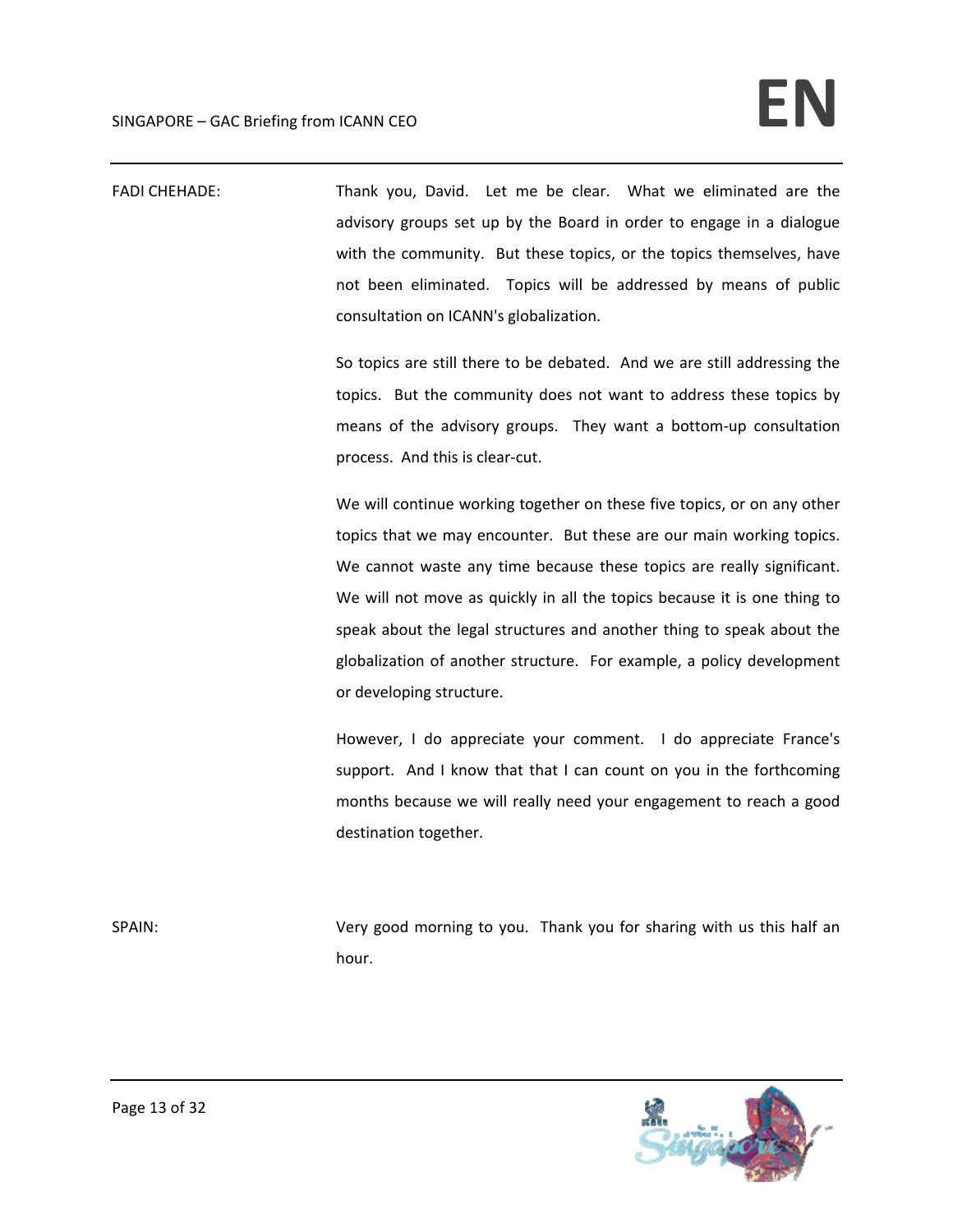FADI CHEHADE: Thank you, David. Let me be clear. What we eliminated are the advisory groups set up by the Board in order to engage in a dialogue with the community. But these topics, or the topics themselves, have not been eliminated. Topics will be addressed by means of public consultation on ICANN's globalization.

So topics are still there to be debated. And we are still addressing the topics. But the community does not want to address these topics by means of the advisory groups. They want a bottom-up consultation process. And this is clear-cut.

We will continue working together on these five topics, or on any other topics that we may encounter. But these are our main working topics. We cannot waste any time because these topics are really significant. We will not move as quickly in all the topics because it is one thing to speak about the legal structures and another thing to speak about the globalization of another structure. For example, a policy development or developing structure.

However, I do appreciate your comment. I do appreciate France's support. And I know that that I can count on you in the forthcoming months because we will really need your engagement to reach a good destination together.

SPAIN: Very good morning to you. Thank you for sharing with us this half an hour.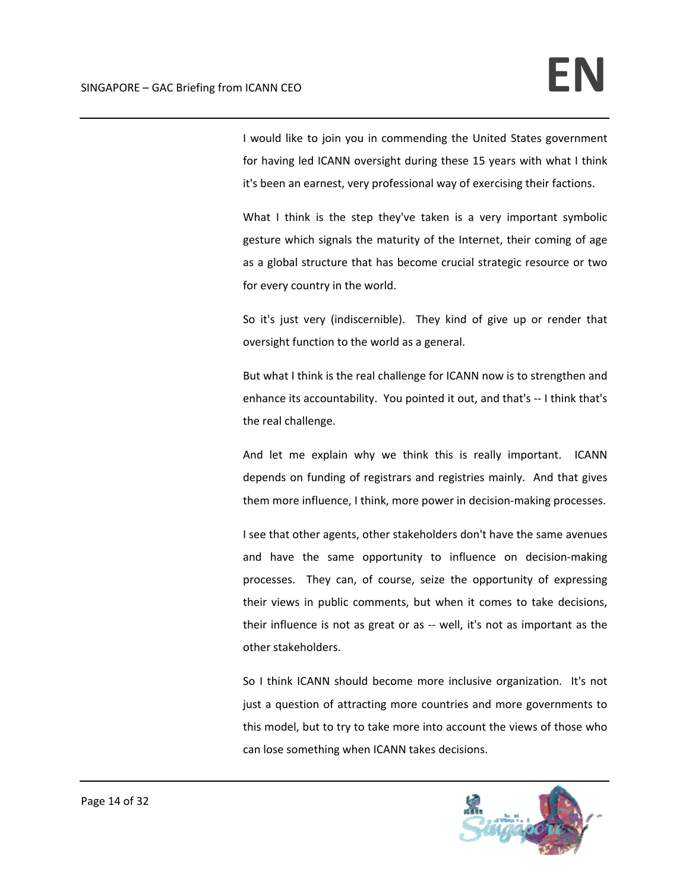I would like to join you in commending the United States government for having led ICANN oversight during these 15 years with what I think it's been an earnest, very professional way of exercising their factions.

What I think is the step they've taken is a very important symbolic gesture which signals the maturity of the Internet, their coming of age as a global structure that has become crucial strategic resource or two for every country in the world.

So it's just very (indiscernible). They kind of give up or render that oversight function to the world as a general.

But what I think is the real challenge for ICANN now is to strengthen and enhance its accountability. You pointed it out, and that's -- I think that's the real challenge.

And let me explain why we think this is really important. ICANN depends on funding of registrars and registries mainly. And that gives them more influence, I think, more power in decision-making processes.

I see that other agents, other stakeholders don't have the same avenues and have the same opportunity to influence on decision-making processes. They can, of course, seize the opportunity of expressing their views in public comments, but when it comes to take decisions, their influence is not as great or as -- well, it's not as important as the other stakeholders.

So I think ICANN should become more inclusive organization. It's not just a question of attracting more countries and more governments to this model, but to try to take more into account the views of those who can lose something when ICANN takes decisions.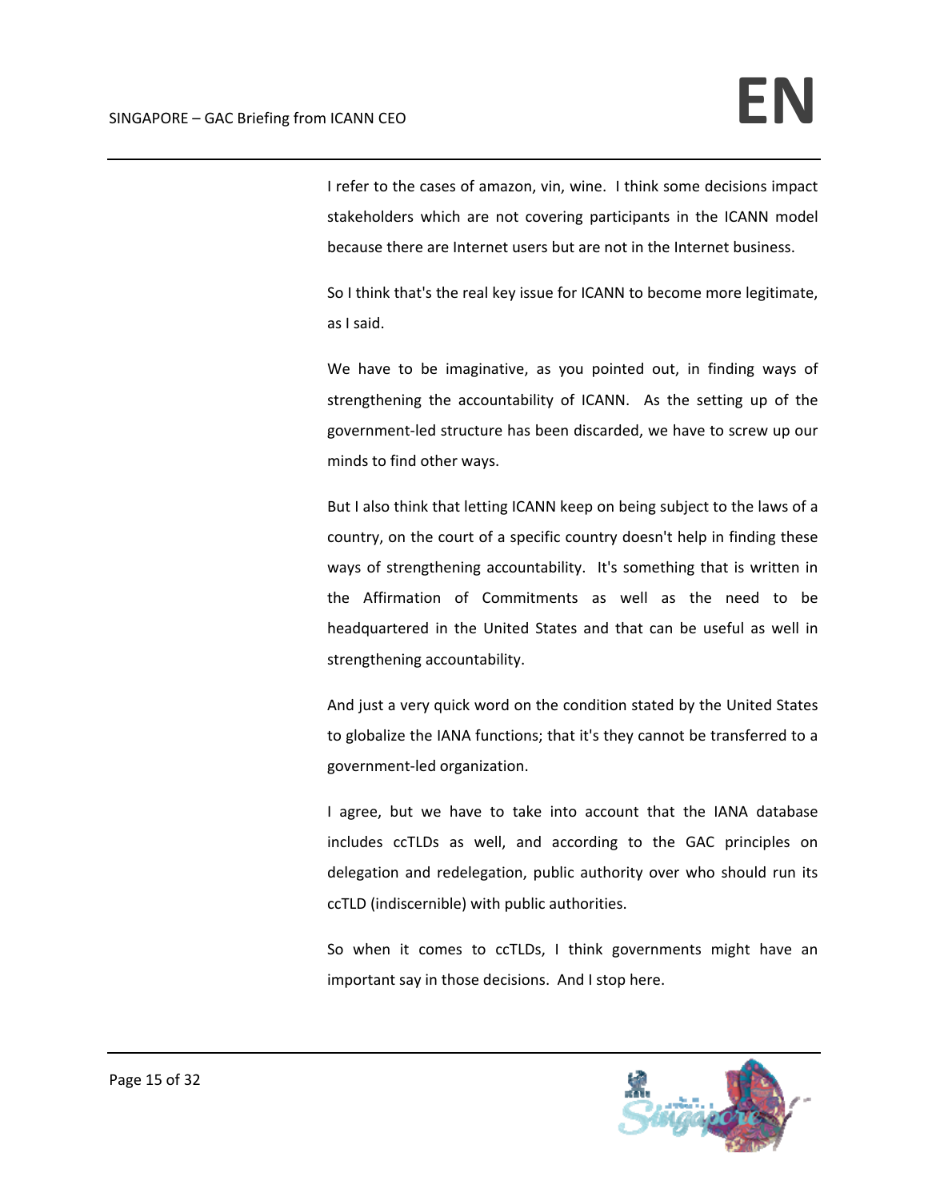I refer to the cases of amazon, vin, wine. I think some decisions impact stakeholders which are not covering participants in the ICANN model because there are Internet users but are not in the Internet business.

So I think that's the real key issue for ICANN to become more legitimate, as I said.

We have to be imaginative, as you pointed out, in finding ways of strengthening the accountability of ICANN. As the setting up of the government-led structure has been discarded, we have to screw up our minds to find other ways.

But I also think that letting ICANN keep on being subject to the laws of a country, on the court of a specific country doesn't help in finding these ways of strengthening accountability. It's something that is written in the Affirmation of Commitments as well as the need to be headquartered in the United States and that can be useful as well in strengthening accountability.

And just a very quick word on the condition stated by the United States to globalize the IANA functions; that it's they cannot be transferred to a government-led organization.

I agree, but we have to take into account that the IANA database includes ccTLDs as well, and according to the GAC principles on delegation and redelegation, public authority over who should run its ccTLD (indiscernible) with public authorities.

So when it comes to ccTLDs, I think governments might have an important say in those decisions. And I stop here.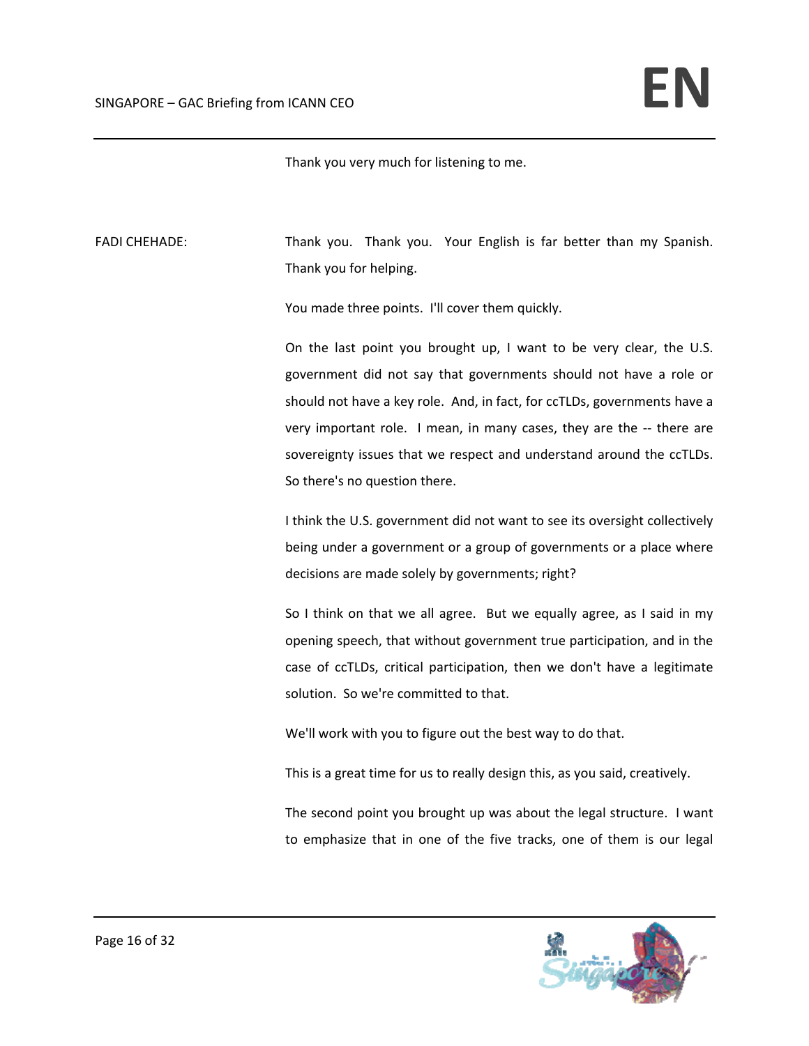Thank you very much for listening to me.

FADI CHEHADE: Thank you. Thank you. Your English is far better than my Spanish. Thank you for helping.

You made three points. I'll cover them quickly.

On the last point you brought up, I want to be very clear, the U.S. government did not say that governments should not have a role or should not have a key role. And, in fact, for ccTLDs, governments have a very important role. I mean, in many cases, they are the -- there are sovereignty issues that we respect and understand around the ccTLDs. So there's no question there.

I think the U.S. government did not want to see its oversight collectively being under a government or a group of governments or a place where decisions are made solely by governments; right?

So I think on that we all agree. But we equally agree, as I said in my opening speech, that without government true participation, and in the case of ccTLDs, critical participation, then we don't have a legitimate solution. So we're committed to that.

We'll work with you to figure out the best way to do that.

This is a great time for us to really design this, as you said, creatively.

The second point you brought up was about the legal structure. I want to emphasize that in one of the five tracks, one of them is our legal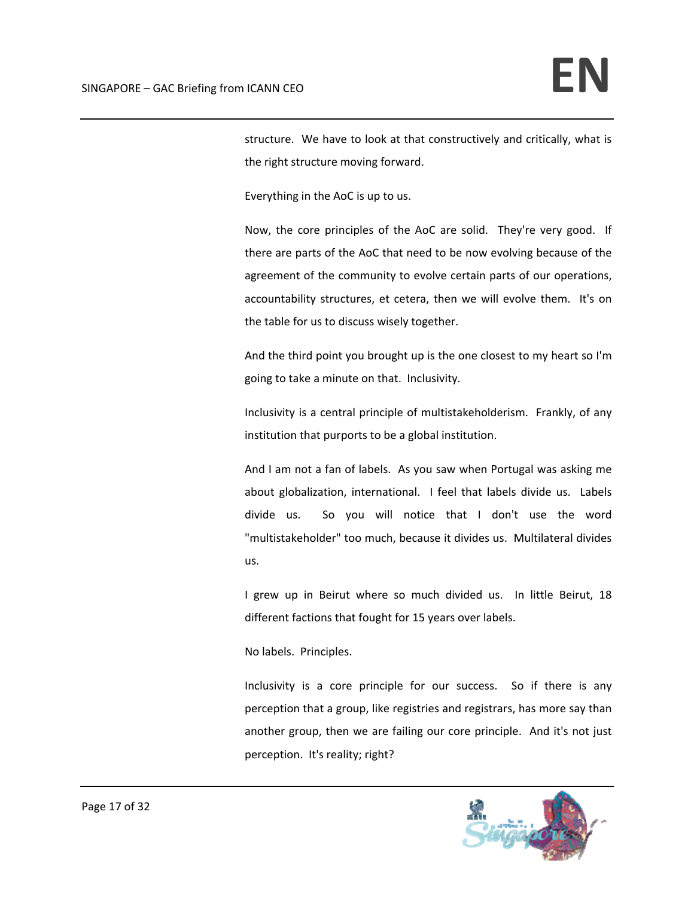structure. We have to look at that constructively and critically, what is the right structure moving forward.

Everything in the AoC is up to us.

Now, the core principles of the AoC are solid. They're very good. If there are parts of the AoC that need to be now evolving because of the agreement of the community to evolve certain parts of our operations, accountability structures, et cetera, then we will evolve them. It's on the table for us to discuss wisely together.

And the third point you brought up is the one closest to my heart so I'm going to take a minute on that. Inclusivity.

Inclusivity is a central principle of multistakeholderism. Frankly, of any institution that purports to be a global institution.

And I am not a fan of labels. As you saw when Portugal was asking me about globalization, international. I feel that labels divide us. Labels divide us. So you will notice that I don't use the word "multistakeholder" too much, because it divides us. Multilateral divides us.

I grew up in Beirut where so much divided us. In little Beirut, 18 different factions that fought for 15 years over labels.

No labels. Principles.

Inclusivity is a core principle for our success. So if there is any perception that a group, like registries and registrars, has more say than another group, then we are failing our core principle. And it's not just perception. It's reality; right?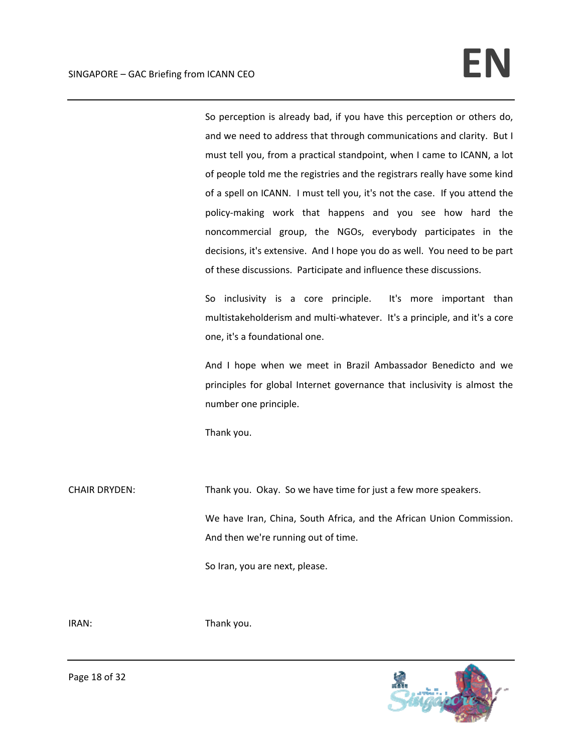So perception is already bad, if you have this perception or others do, and we need to address that through communications and clarity. But I must tell you, from a practical standpoint, when I came to ICANN, a lot of people told me the registries and the registrars really have some kind of a spell on ICANN. I must tell you, it's not the case. If you attend the policy-making work that happens and you see how hard the noncommercial group, the NGOs, everybody participates in the decisions, it's extensive. And I hope you do as well. You need to be part of these discussions. Participate and influence these discussions.

So inclusivity is a core principle. It's more important than multistakeholderism and multi-whatever. It's a principle, and it's a core one, it's a foundational one.

And I hope when we meet in Brazil Ambassador Benedicto and we principles for global Internet governance that inclusivity is almost the number one principle.

Thank you.

CHAIR DRYDEN: Thank you. Okay. So we have time for just a few more speakers.

We have Iran, China, South Africa, and the African Union Commission. And then we're running out of time.

So Iran, you are next, please.

IRAN: Thank you.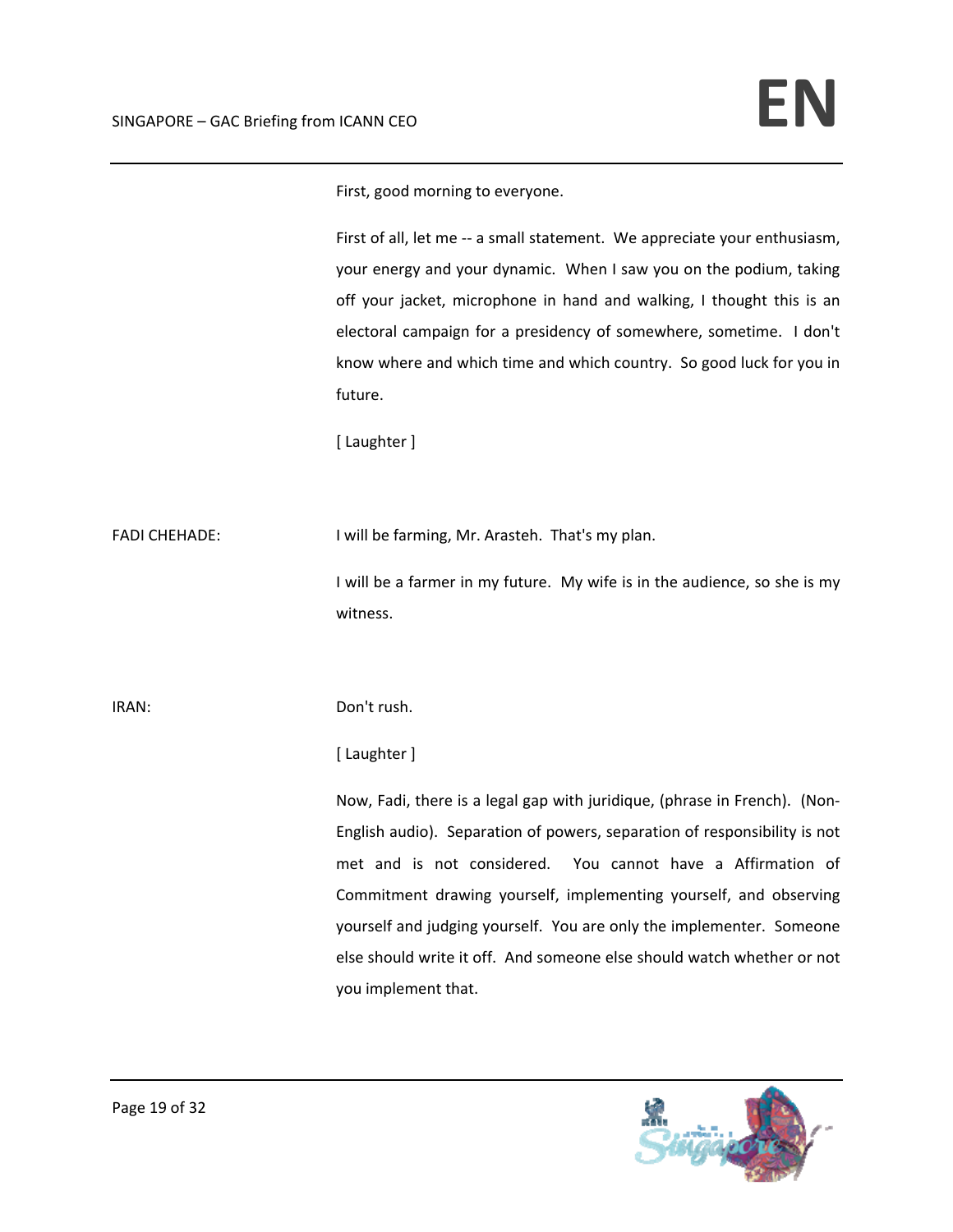First, good morning to everyone.

First of all, let me -- a small statement. We appreciate your enthusiasm, your energy and your dynamic. When I saw you on the podium, taking off your jacket, microphone in hand and walking, I thought this is an electoral campaign for a presidency of somewhere, sometime. I don't know where and which time and which country. So good luck for you in future.

[ Laughter ]

FADI CHEHADE: I will be farming, Mr. Arasteh. That's my plan.

I will be a farmer in my future. My wife is in the audience, so she is my witness.

IRAN: Don't rush.

[ Laughter ]

Now, Fadi, there is a legal gap with juridique, (phrase in French). (Non-English audio). Separation of powers, separation of responsibility is not met and is not considered. You cannot have a Affirmation of Commitment drawing yourself, implementing yourself, and observing yourself and judging yourself. You are only the implementer. Someone else should write it off. And someone else should watch whether or not you implement that.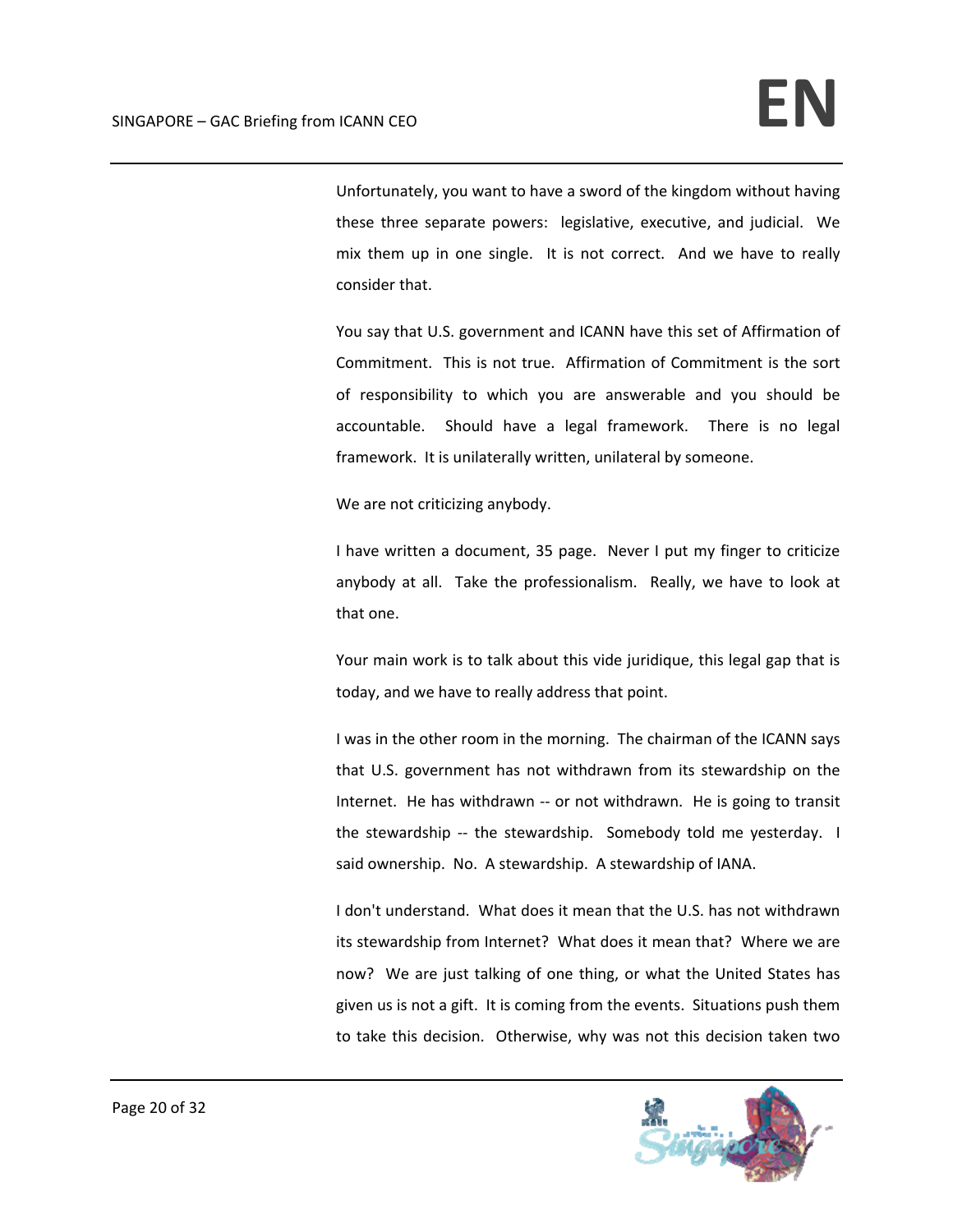Unfortunately, you want to have a sword of the kingdom without having these three separate powers: legislative, executive, and judicial. We mix them up in one single. It is not correct. And we have to really consider that.

You say that U.S. government and ICANN have this set of Affirmation of Commitment. This is not true. Affirmation of Commitment is the sort of responsibility to which you are answerable and you should be accountable. Should have a legal framework. There is no legal framework. It is unilaterally written, unilateral by someone.

We are not criticizing anybody.

I have written a document, 35 page. Never I put my finger to criticize anybody at all. Take the professionalism. Really, we have to look at that one.

Your main work is to talk about this vide juridique, this legal gap that is today, and we have to really address that point.

I was in the other room in the morning. The chairman of the ICANN says that U.S. government has not withdrawn from its stewardship on the Internet. He has withdrawn -- or not withdrawn. He is going to transit the stewardship -- the stewardship. Somebody told me yesterday. I said ownership. No. A stewardship. A stewardship of IANA.

I don't understand. What does it mean that the U.S. has not withdrawn its stewardship from Internet? What does it mean that? Where we are now? We are just talking of one thing, or what the United States has given us is not a gift. It is coming from the events. Situations push them to take this decision. Otherwise, why was not this decision taken two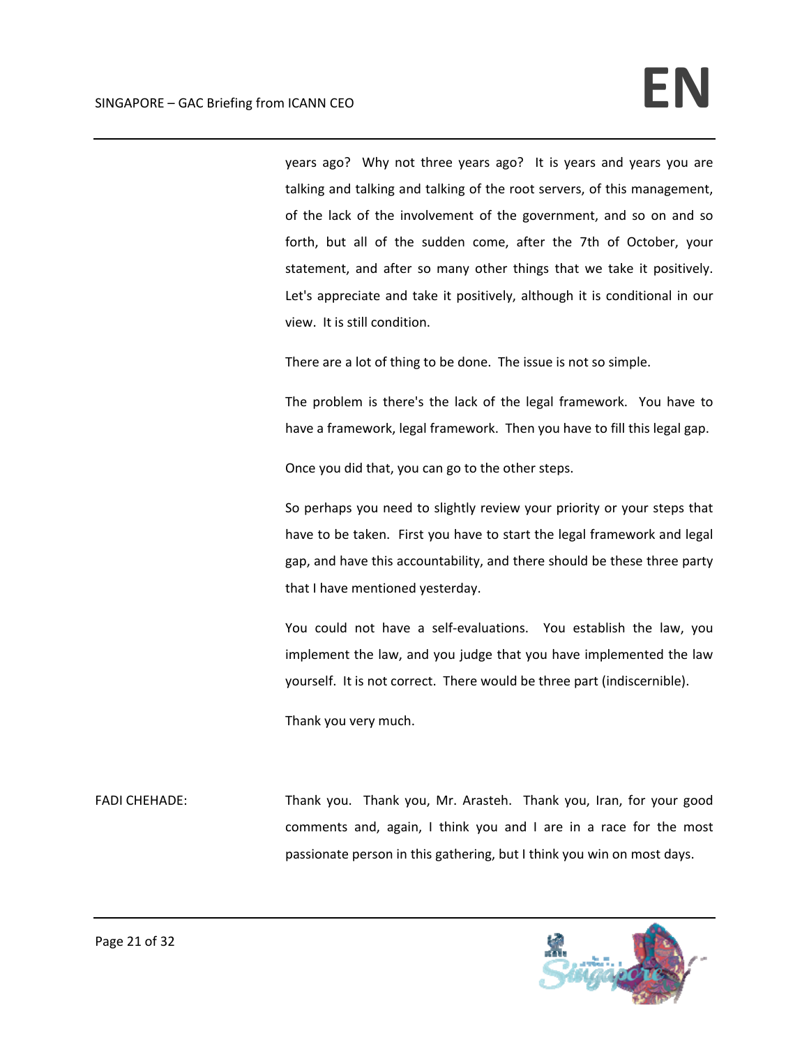years ago? Why not three years ago? It is years and years you are talking and talking and talking of the root servers, of this management, of the lack of the involvement of the government, and so on and so forth, but all of the sudden come, after the 7th of October, your statement, and after so many other things that we take it positively. Let's appreciate and take it positively, although it is conditional in our view. It is still condition.

There are a lot of thing to be done. The issue is not so simple.

The problem is there's the lack of the legal framework. You have to have a framework, legal framework. Then you have to fill this legal gap.

Once you did that, you can go to the other steps.

So perhaps you need to slightly review your priority or your steps that have to be taken. First you have to start the legal framework and legal gap, and have this accountability, and there should be these three party that I have mentioned yesterday.

You could not have a self-evaluations. You establish the law, you implement the law, and you judge that you have implemented the law yourself. It is not correct. There would be three part (indiscernible).

Thank you very much.

FADI CHEHADE: Thank you. Thank you, Mr. Arasteh. Thank you, Iran, for your good comments and, again, I think you and I are in a race for the most passionate person in this gathering, but I think you win on most days.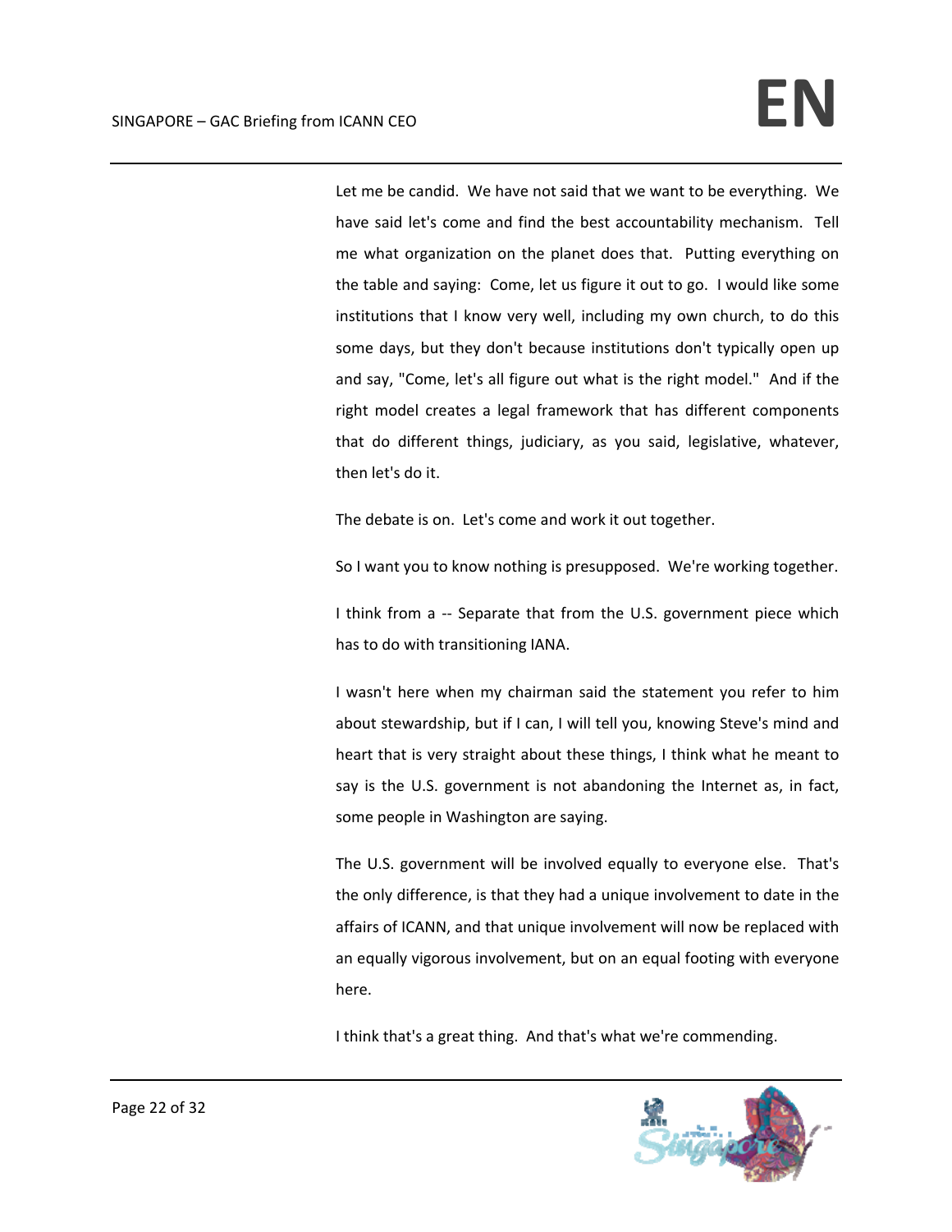Let me be candid. We have not said that we want to be everything. We have said let's come and find the best accountability mechanism. Tell me what organization on the planet does that. Putting everything on the table and saying: Come, let us figure it out to go. I would like some institutions that I know very well, including my own church, to do this some days, but they don't because institutions don't typically open up and say, "Come, let's all figure out what is the right model." And if the right model creates a legal framework that has different components that do different things, judiciary, as you said, legislative, whatever, then let's do it.

The debate is on. Let's come and work it out together.

So I want you to know nothing is presupposed. We're working together.

I think from a -- Separate that from the U.S. government piece which has to do with transitioning IANA.

I wasn't here when my chairman said the statement you refer to him about stewardship, but if I can, I will tell you, knowing Steve's mind and heart that is very straight about these things, I think what he meant to say is the U.S. government is not abandoning the Internet as, in fact, some people in Washington are saying.

The U.S. government will be involved equally to everyone else. That's the only difference, is that they had a unique involvement to date in the affairs of ICANN, and that unique involvement will now be replaced with an equally vigorous involvement, but on an equal footing with everyone here.

I think that's a great thing. And that's what we're commending.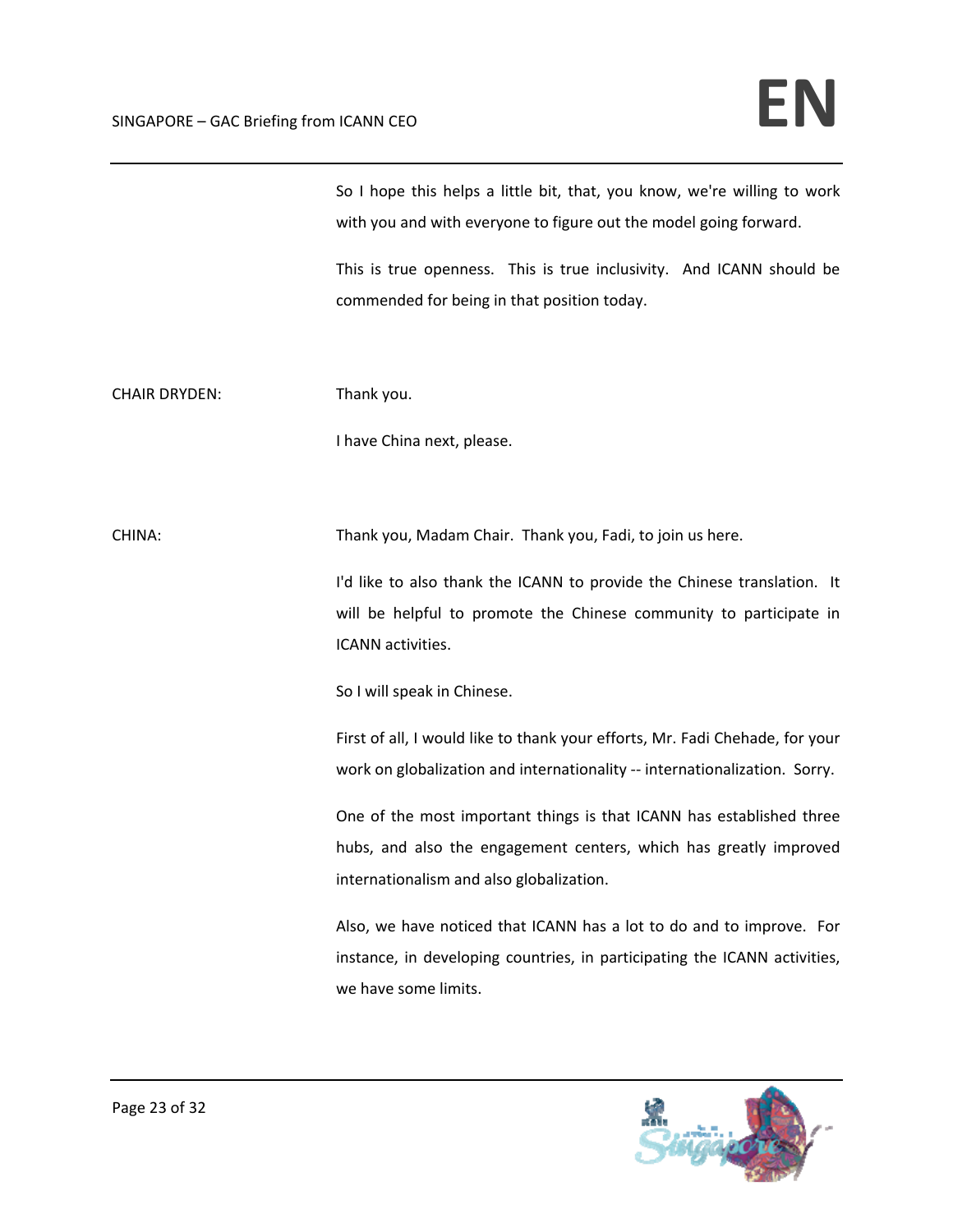So I hope this helps a little bit, that, you know, we're willing to work with you and with everyone to figure out the model going forward.

This is true openness. This is true inclusivity. And ICANN should be commended for being in that position today.

CHAIR DRYDEN: Thank you.

I have China next, please.

CHINA: Thank you, Madam Chair. Thank you, Fadi, to join us here.

I'd like to also thank the ICANN to provide the Chinese translation. It will be helpful to promote the Chinese community to participate in ICANN activities.

So I will speak in Chinese.

First of all, I would like to thank your efforts, Mr. Fadi Chehade, for your work on globalization and internationality -- internationalization. Sorry.

One of the most important things is that ICANN has established three hubs, and also the engagement centers, which has greatly improved internationalism and also globalization.

Also, we have noticed that ICANN has a lot to do and to improve. For instance, in developing countries, in participating the ICANN activities, we have some limits.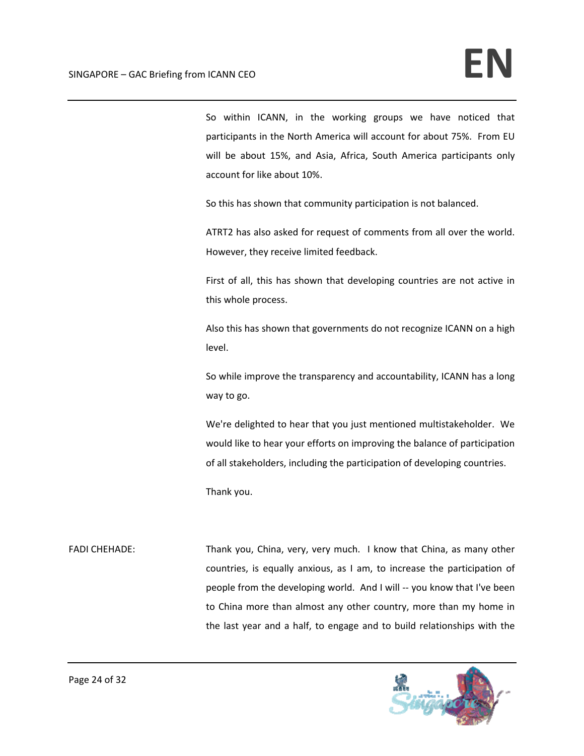So within ICANN, in the working groups we have noticed that participants in the North America will account for about 75%. From EU will be about 15%, and Asia, Africa, South America participants only account for like about 10%.

So this has shown that community participation is not balanced.

ATRT2 has also asked for request of comments from all over the world. However, they receive limited feedback.

First of all, this has shown that developing countries are not active in this whole process.

Also this has shown that governments do not recognize ICANN on a high level.

So while improve the transparency and accountability, ICANN has a long way to go.

We're delighted to hear that you just mentioned multistakeholder. We would like to hear your efforts on improving the balance of participation of all stakeholders, including the participation of developing countries.

Thank you.

FADI CHEHADE: Thank you, China, very, very much. I know that China, as many other countries, is equally anxious, as I am, to increase the participation of people from the developing world. And I will -- you know that I've been to China more than almost any other country, more than my home in the last year and a half, to engage and to build relationships with the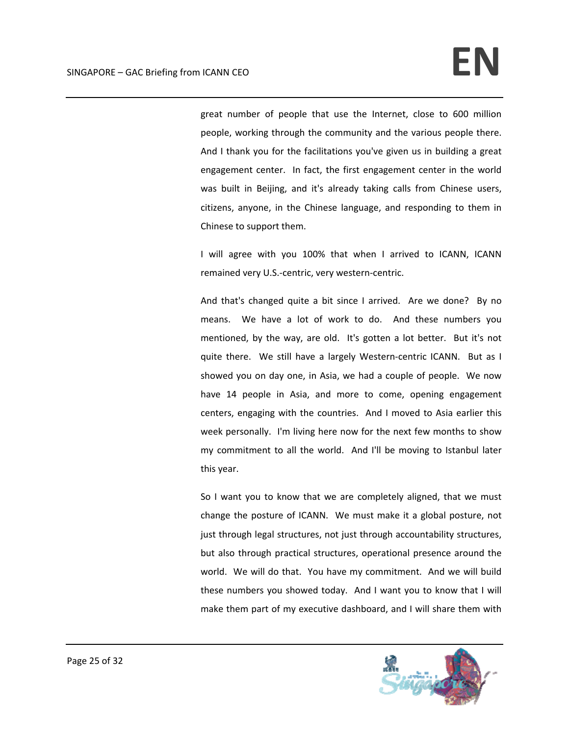great number of people that use the Internet, close to 600 million people, working through the community and the various people there. And I thank you for the facilitations you've given us in building a great engagement center. In fact, the first engagement center in the world was built in Beijing, and it's already taking calls from Chinese users, citizens, anyone, in the Chinese language, and responding to them in Chinese to support them.

I will agree with you 100% that when I arrived to ICANN, ICANN remained very U.S.-centric, very western-centric.

And that's changed quite a bit since I arrived. Are we done? By no means. We have a lot of work to do. And these numbers you mentioned, by the way, are old. It's gotten a lot better. But it's not quite there. We still have a largely Western-centric ICANN. But as I showed you on day one, in Asia, we had a couple of people. We now have 14 people in Asia, and more to come, opening engagement centers, engaging with the countries. And I moved to Asia earlier this week personally. I'm living here now for the next few months to show my commitment to all the world. And I'll be moving to Istanbul later this year.

So I want you to know that we are completely aligned, that we must change the posture of ICANN. We must make it a global posture, not just through legal structures, not just through accountability structures, but also through practical structures, operational presence around the world. We will do that. You have my commitment. And we will build these numbers you showed today. And I want you to know that I will make them part of my executive dashboard, and I will share them with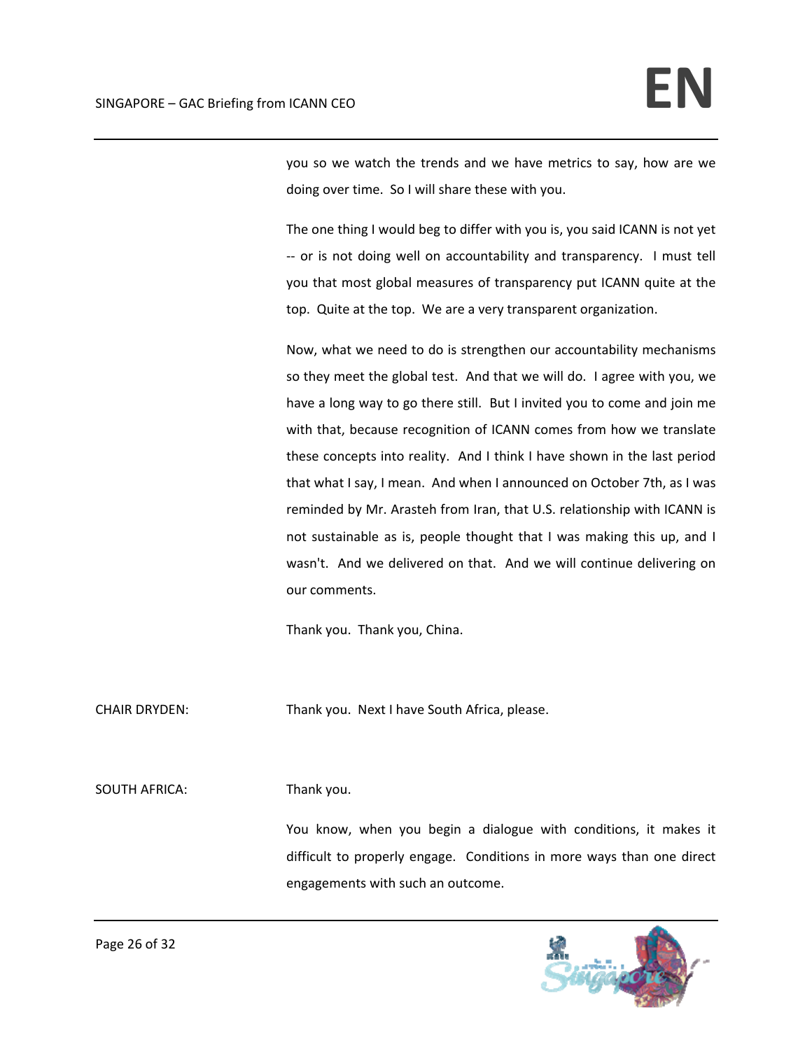you so we watch the trends and we have metrics to say, how are we doing over time. So I will share these with you.

The one thing I would beg to differ with you is, you said ICANN is not yet -- or is not doing well on accountability and transparency. I must tell you that most global measures of transparency put ICANN quite at the top. Quite at the top. We are a very transparent organization.

Now, what we need to do is strengthen our accountability mechanisms so they meet the global test. And that we will do. I agree with you, we have a long way to go there still. But I invited you to come and join me with that, because recognition of ICANN comes from how we translate these concepts into reality. And I think I have shown in the last period that what I say, I mean. And when I announced on October 7th, as I was reminded by Mr. Arasteh from Iran, that U.S. relationship with ICANN is not sustainable as is, people thought that I was making this up, and I wasn't. And we delivered on that. And we will continue delivering on our comments.

Thank you. Thank you, China.

CHAIR DRYDEN: Thank you. Next I have South Africa, please.

SOUTH AFRICA: Thank you.

You know, when you begin a dialogue with conditions, it makes it difficult to properly engage. Conditions in more ways than one direct engagements with such an outcome.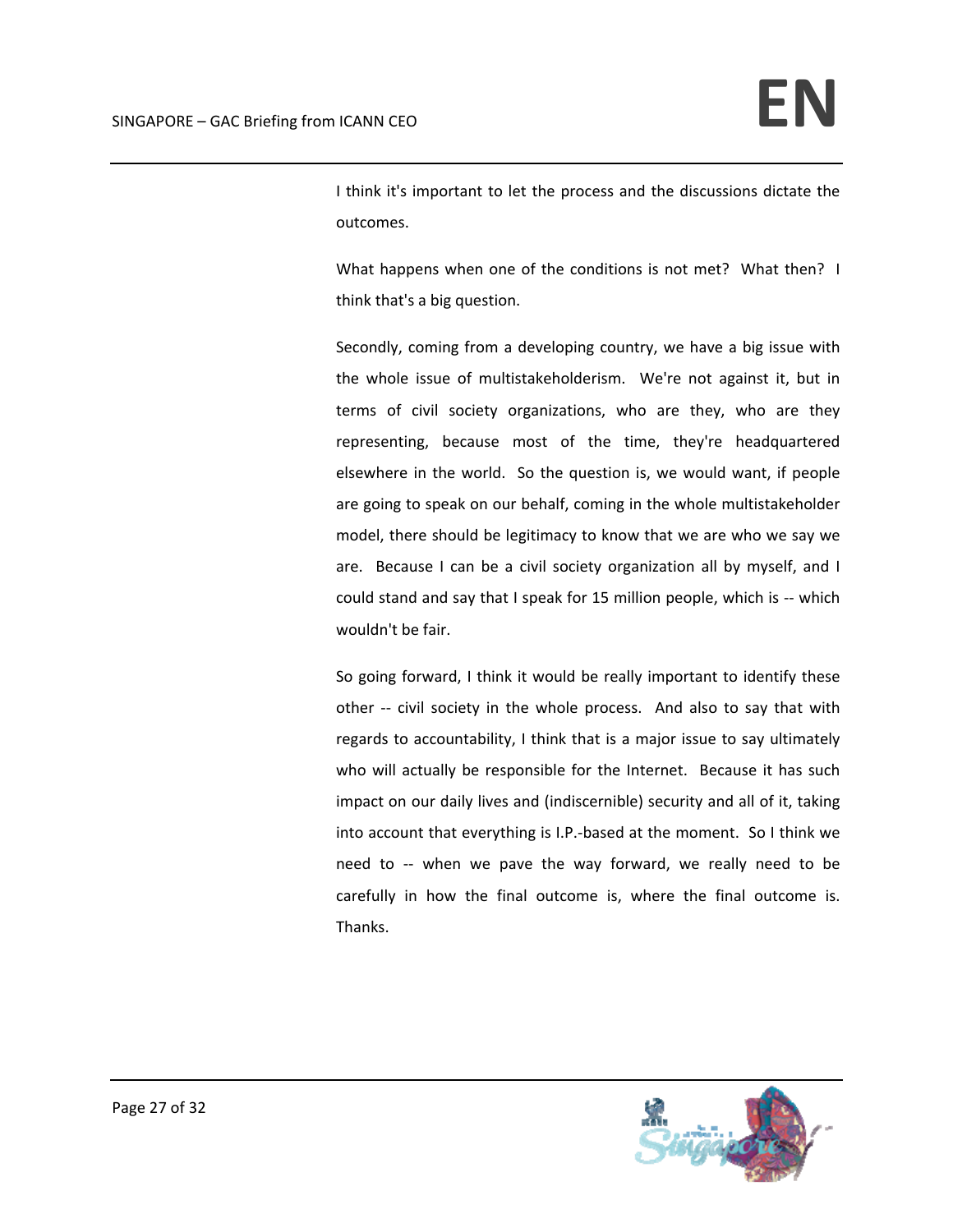I think it's important to let the process and the discussions dictate the outcomes.

What happens when one of the conditions is not met? What then? I think that's a big question.

Secondly, coming from a developing country, we have a big issue with the whole issue of multistakeholderism. We're not against it, but in terms of civil society organizations, who are they, who are they representing, because most of the time, they're headquartered elsewhere in the world. So the question is, we would want, if people are going to speak on our behalf, coming in the whole multistakeholder model, there should be legitimacy to know that we are who we say we are. Because I can be a civil society organization all by myself, and I could stand and say that I speak for 15 million people, which is -- which wouldn't be fair.

So going forward, I think it would be really important to identify these other -- civil society in the whole process. And also to say that with regards to accountability, I think that is a major issue to say ultimately who will actually be responsible for the Internet. Because it has such impact on our daily lives and (indiscernible) security and all of it, taking into account that everything is I.P.-based at the moment. So I think we need to -- when we pave the way forward, we really need to be carefully in how the final outcome is, where the final outcome is. Thanks.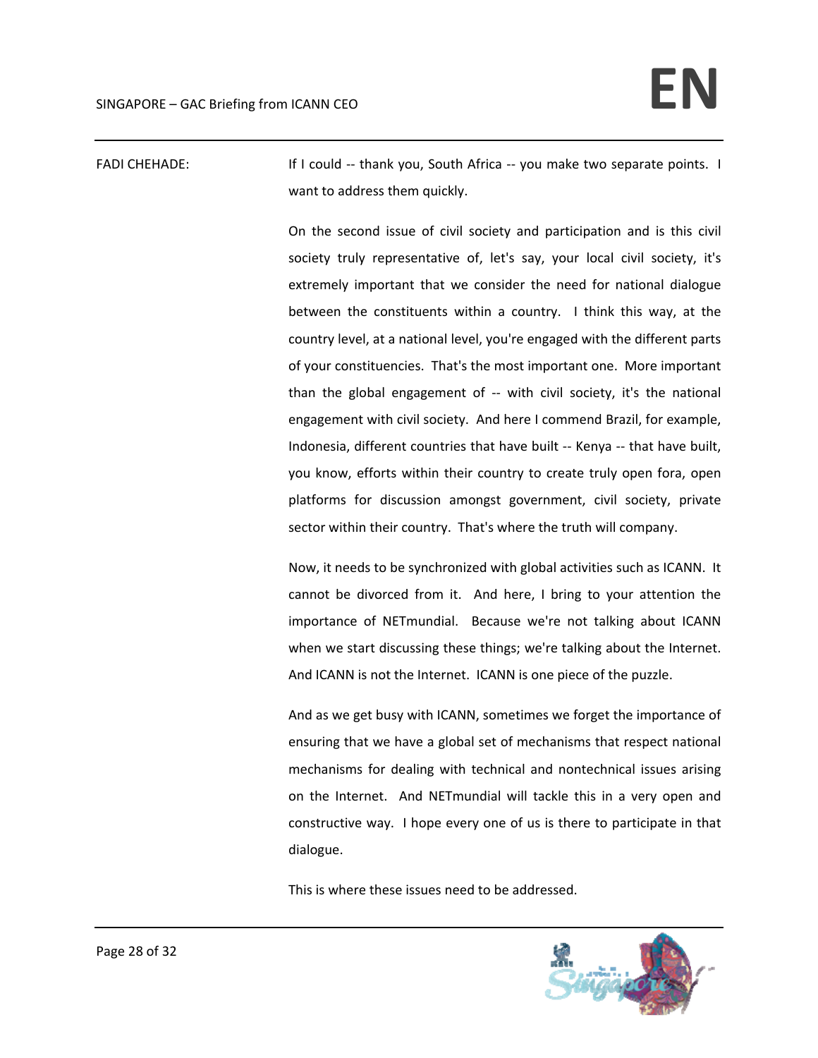FADI CHEHADE: If I could -- thank you, South Africa -- you make two separate points. I want to address them quickly.

On the second issue of civil society and participation and is this civil society truly representative of, let's say, your local civil society, it's extremely important that we consider the need for national dialogue between the constituents within a country. I think this way, at the country level, at a national level, you're engaged with the different parts of your constituencies. That's the most important one. More important than the global engagement of -- with civil society, it's the national engagement with civil society. And here I commend Brazil, for example, Indonesia, different countries that have built -- Kenya -- that have built, you know, efforts within their country to create truly open fora, open platforms for discussion amongst government, civil society, private sector within their country. That's where the truth will company.

Now, it needs to be synchronized with global activities such as ICANN. It cannot be divorced from it. And here, I bring to your attention the importance of NETmundial. Because we're not talking about ICANN when we start discussing these things; we're talking about the Internet. And ICANN is not the Internet. ICANN is one piece of the puzzle.

And as we get busy with ICANN, sometimes we forget the importance of ensuring that we have a global set of mechanisms that respect national mechanisms for dealing with technical and nontechnical issues arising on the Internet. And NETmundial will tackle this in a very open and constructive way. I hope every one of us is there to participate in that dialogue.

This is where these issues need to be addressed.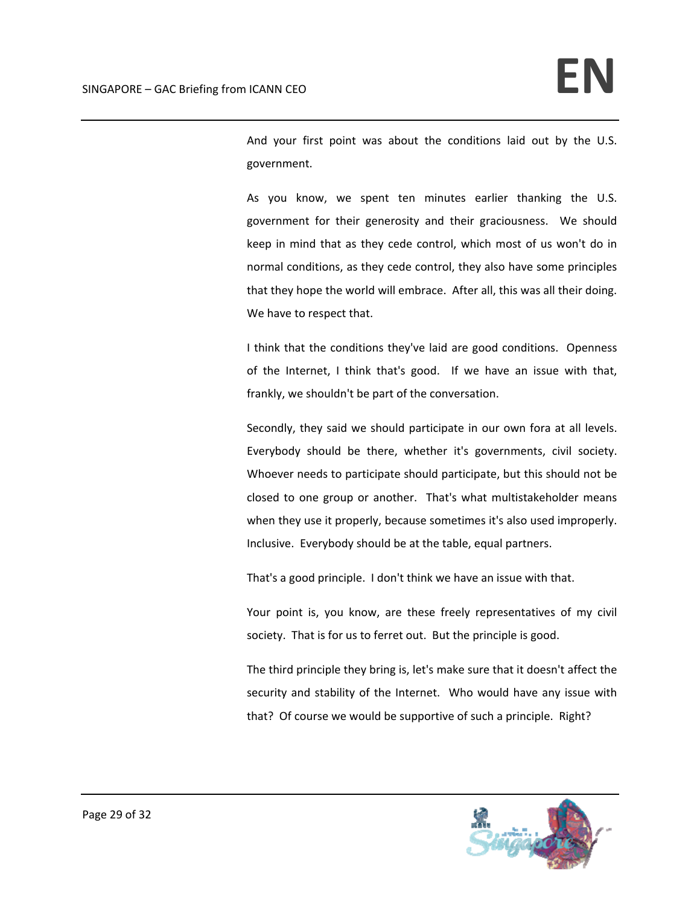And your first point was about the conditions laid out by the U.S. government.

As you know, we spent ten minutes earlier thanking the U.S. government for their generosity and their graciousness. We should keep in mind that as they cede control, which most of us won't do in normal conditions, as they cede control, they also have some principles that they hope the world will embrace. After all, this was all their doing. We have to respect that.

I think that the conditions they've laid are good conditions. Openness of the Internet, I think that's good. If we have an issue with that, frankly, we shouldn't be part of the conversation.

Secondly, they said we should participate in our own fora at all levels. Everybody should be there, whether it's governments, civil society. Whoever needs to participate should participate, but this should not be closed to one group or another. That's what multistakeholder means when they use it properly, because sometimes it's also used improperly. Inclusive. Everybody should be at the table, equal partners.

That's a good principle. I don't think we have an issue with that.

Your point is, you know, are these freely representatives of my civil society. That is for us to ferret out. But the principle is good.

The third principle they bring is, let's make sure that it doesn't affect the security and stability of the Internet. Who would have any issue with that? Of course we would be supportive of such a principle. Right?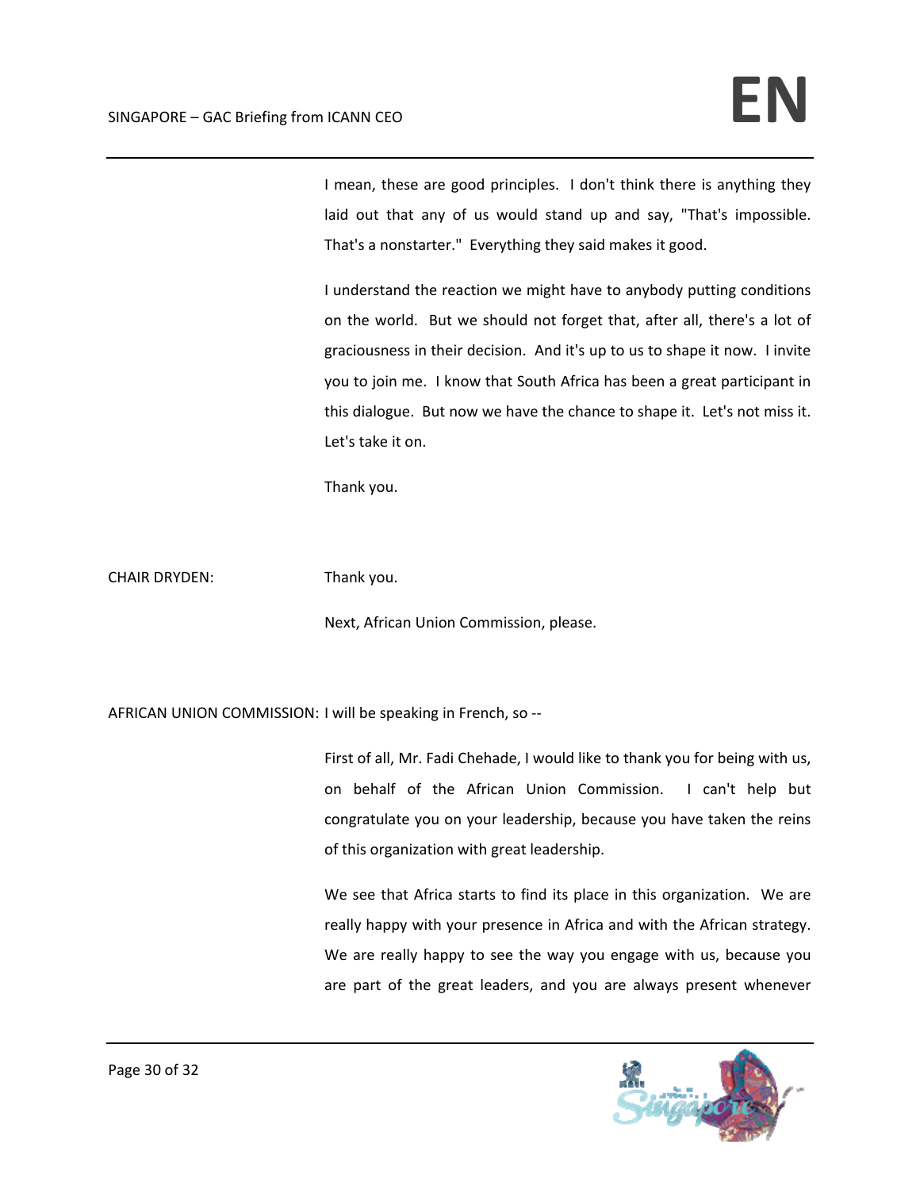I mean, these are good principles. I don't think there is anything they laid out that any of us would stand up and say, "That's impossible. That's a nonstarter." Everything they said makes it good.

I understand the reaction we might have to anybody putting conditions on the world. But we should not forget that, after all, there's a lot of graciousness in their decision. And it's up to us to shape it now. I invite you to join me. I know that South Africa has been a great participant in this dialogue. But now we have the chance to shape it. Let's not miss it. Let's take it on.

Thank you.

CHAIR DRYDEN: Thank you.

Next, African Union Commission, please.

AFRICAN UNION COMMISSION: I will be speaking in French, so --

First of all, Mr. Fadi Chehade, I would like to thank you for being with us, on behalf of the African Union Commission. I can't help but congratulate you on your leadership, because you have taken the reins of this organization with great leadership.

We see that Africa starts to find its place in this organization. We are really happy with your presence in Africa and with the African strategy. We are really happy to see the way you engage with us, because you are part of the great leaders, and you are always present whenever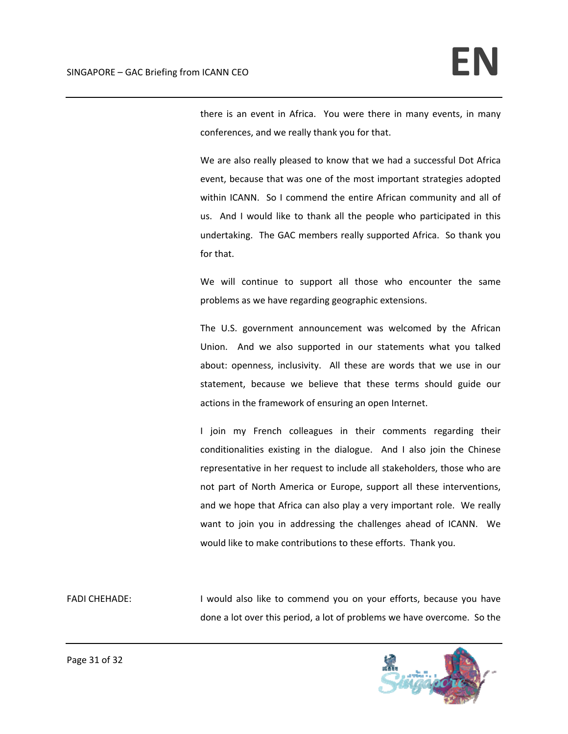there is an event in Africa. You were there in many events, in many conferences, and we really thank you for that.

We are also really pleased to know that we had a successful Dot Africa event, because that was one of the most important strategies adopted within ICANN. So I commend the entire African community and all of us. And I would like to thank all the people who participated in this undertaking. The GAC members really supported Africa. So thank you for that.

We will continue to support all those who encounter the same problems as we have regarding geographic extensions.

The U.S. government announcement was welcomed by the African Union. And we also supported in our statements what you talked about: openness, inclusivity. All these are words that we use in our statement, because we believe that these terms should guide our actions in the framework of ensuring an open Internet.

I join my French colleagues in their comments regarding their conditionalities existing in the dialogue. And I also join the Chinese representative in her request to include all stakeholders, those who are not part of North America or Europe, support all these interventions, and we hope that Africa can also play a very important role. We really want to join you in addressing the challenges ahead of ICANN. We would like to make contributions to these efforts. Thank you.

FADI CHEHADE: I would also like to commend you on your efforts, because you have done a lot over this period, a lot of problems we have overcome. So the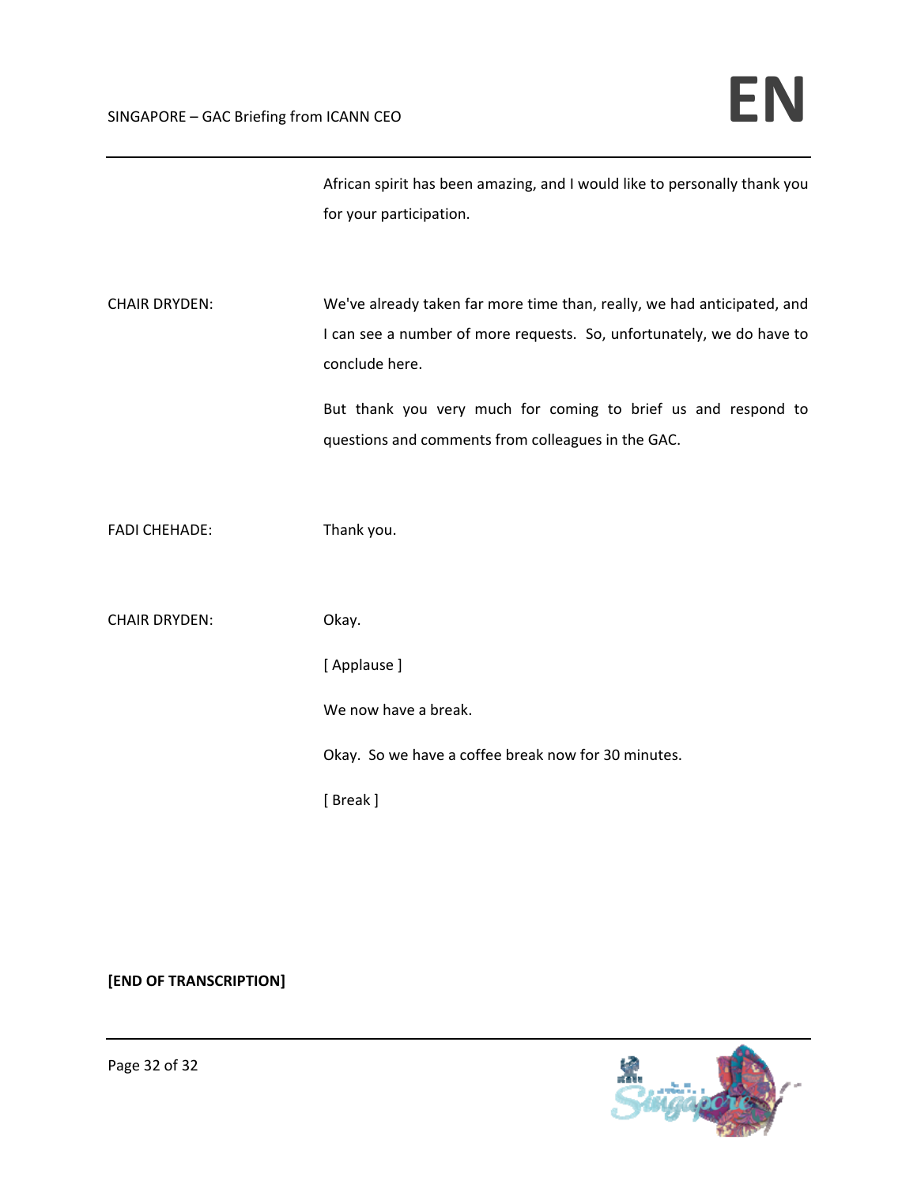African spirit has been amazing, and I would like to personally thank you for your participation.

CHAIR DRYDEN: We've already taken far more time than, really, we had anticipated, and I can see a number of more requests. So, unfortunately, we do have to conclude here.

But thank you very much for coming to brief us and respond to questions and comments from colleagues in the GAC.

FADI CHEHADE: Thank you.

CHAIR DRYDEN: Okay.

[ Applause ]

We now have a break.

Okay. So we have a coffee break now for 30 minutes.

[ Break ]

**[END OF TRANSCRIPTION]**